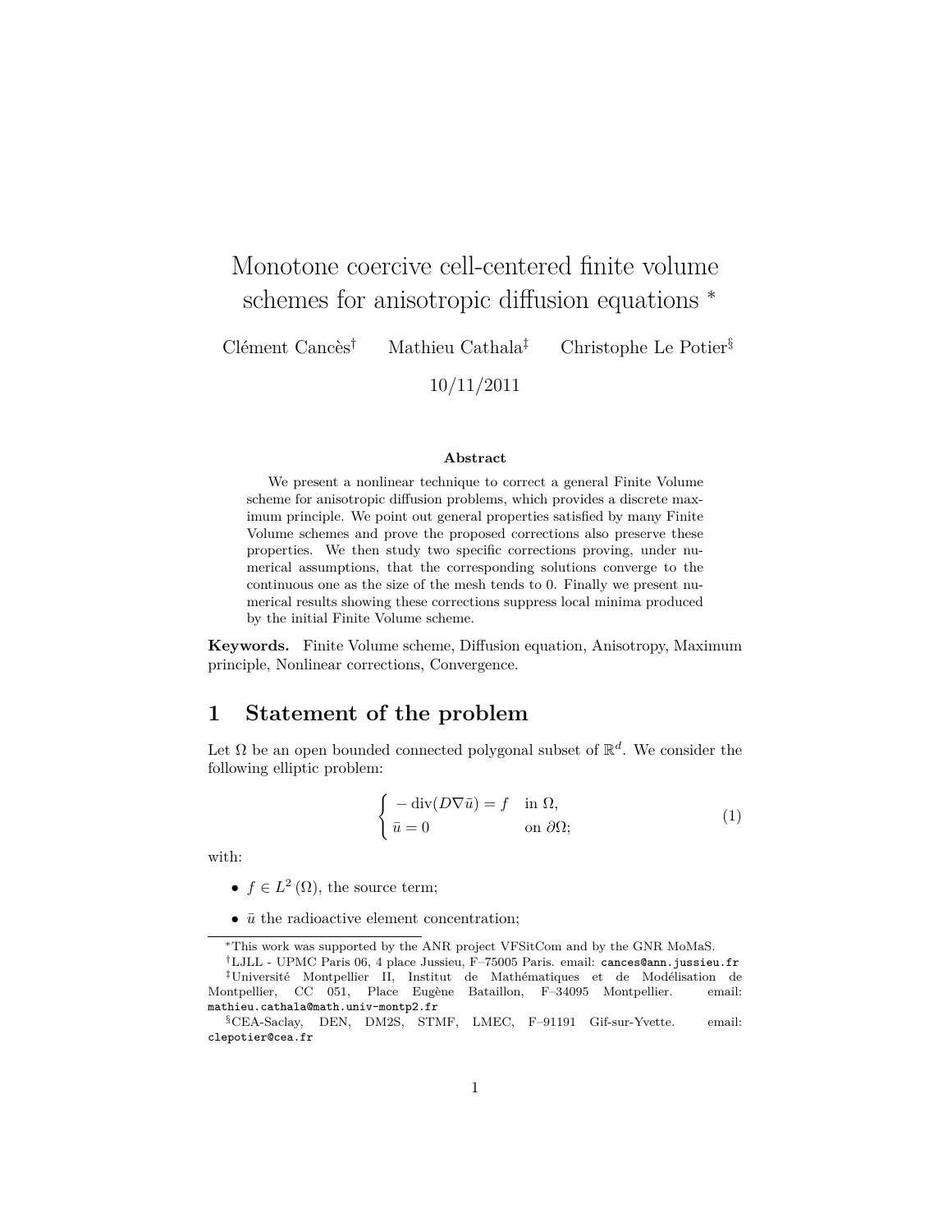# Monotone coercive cell-centered finite volume schemes for anisotropic diffusion equations *

Clément Cancès[†] Mathieu Cathala[‡] Christophe Le Potier[§]

10/11/2011

**Abstract**

We present a nonlinear technique to correct a general Finite Volume scheme for anisotropic diffusion problems, which provides a discrete maximum principle. We point out general properties satisfied by many Finite Volume schemes and prove the proposed corrections also preserve these properties. We then study two specific corrections proving, under numerical assumptions, that the corresponding solutions converge to the continuous one as the size of the mesh tends to 0. Finally we present numerical results showing these corrections suppress local minima produced by the initial Finite Volume scheme.

**Keywords.** Finite Volume scheme, Diffusion equation, Anisotropy, Maximum principle, Nonlinear corrections, Convergence.

## 1 Statement of the problem

Let $\Omega$ be an open bounded connected polygonal subset of $\mathbb{R}^d$. We consider the following elliptic problem:

$$
\begin{cases} -\operatorname{div}(D\nabla\bar{u}) = f & \text{in } \Omega, \\ \bar{u} = 0 & \text{on } \partial\Omega; \end{cases} \tag{1}
$$

with:

- $f \in L^2(\Omega)$, the source term;
- $\bar{u}$ the radioactive element concentration;

---

*This work was supported by the ANR project VFSitCom and by the GNR MoMaS.

[†]LJLL - UPMC Paris 06, 4 place Jussieu, F–75005 Paris. email: cances@ann.jussieu.fr

[‡]Université Montpellier II, Institut de Mathématiques et de Modélisation de Montpellier, CC 051, Place Eugène Bataillon, F–34095 Montpellier. email: mathieu.cathala@math.univ-montp2.fr

[§]CEA-Saclay, DEN, DM2S, STMF, LMEC, F–91191 Gif-sur-Yvette. email: clepotier@cea.fr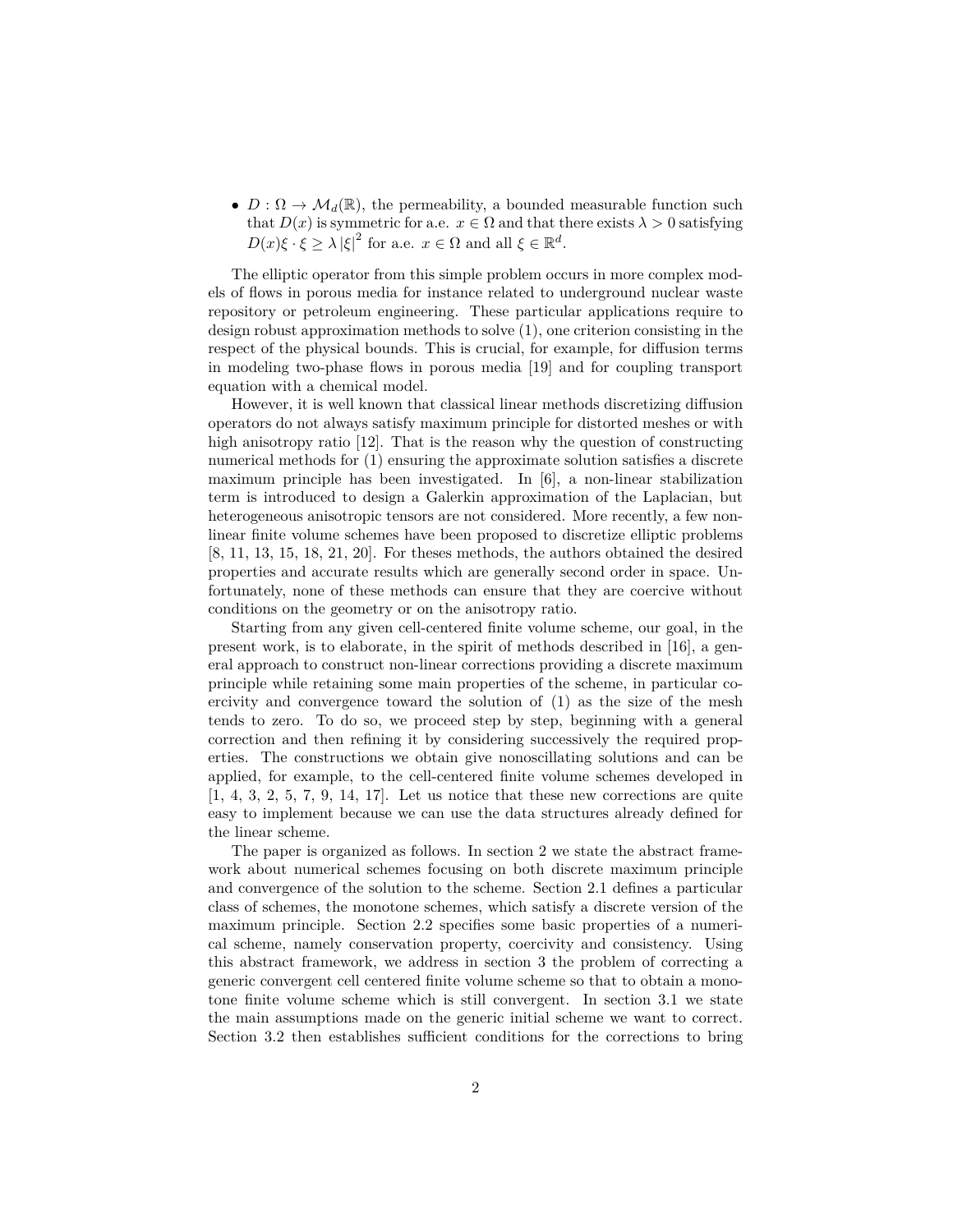- $D : \Omega \to \mathcal{M}_d(\mathbb{R})$, the permeability, a bounded measurable function such that $D(x)$ is symmetric for a.e. $x \in \Omega$ and that there exists $\lambda > 0$ satisfying $D(x)\xi \cdot \xi \geq \lambda |\xi|^2$ for a.e. $x \in \Omega$ and all $\xi \in \mathbb{R}^d$.

The elliptic operator from this simple problem occurs in more complex models of flows in porous media for instance related to underground nuclear waste repository or petroleum engineering. These particular applications require to design robust approximation methods to solve (1), one criterion consisting in the respect of the physical bounds. This is crucial, for example, for diffusion terms in modeling two-phase flows in porous media [19] and for coupling transport equation with a chemical model.

However, it is well known that classical linear methods discretizing diffusion operators do not always satisfy maximum principle for distorted meshes or with high anisotropy ratio [12]. That is the reason why the question of constructing numerical methods for (1) ensuring the approximate solution satisfies a discrete maximum principle has been investigated. In [6], a non-linear stabilization term is introduced to design a Galerkin approximation of the Laplacian, but heterogeneous anisotropic tensors are not considered. More recently, a few non-linear finite volume schemes have been proposed to discretize elliptic problems [8, 11, 13, 15, 18, 21, 20]. For theses methods, the authors obtained the desired properties and accurate results which are generally second order in space. Unfortunately, none of these methods can ensure that they are coercive without conditions on the geometry or on the anisotropy ratio.

Starting from any given cell-centered finite volume scheme, our goal, in the present work, is to elaborate, in the spirit of methods described in [16], a general approach to construct non-linear corrections providing a discrete maximum principle while retaining some main properties of the scheme, in particular coercivity and convergence toward the solution of (1) as the size of the mesh tends to zero. To do so, we proceed step by step, beginning with a general correction and then refining it by considering successively the required properties. The constructions we obtain give nonoscillating solutions and can be applied, for example, to the cell-centered finite volume schemes developed in [1, 4, 3, 2, 5, 7, 9, 14, 17]. Let us notice that these new corrections are quite easy to implement because we can use the data structures already defined for the linear scheme.

The paper is organized as follows. In section 2 we state the abstract framework about numerical schemes focusing on both discrete maximum principle and convergence of the solution to the scheme. Section 2.1 defines a particular class of schemes, the monotone schemes, which satisfy a discrete version of the maximum principle. Section 2.2 specifies some basic properties of a numerical scheme, namely conservation property, coercivity and consistency. Using this abstract framework, we address in section 3 the problem of correcting a generic convergent cell centered finite volume scheme so that to obtain a monotone finite volume scheme which is still convergent. In section 3.1 we state the main assumptions made on the generic initial scheme we want to correct. Section 3.2 then establishes sufficient conditions for the corrections to bring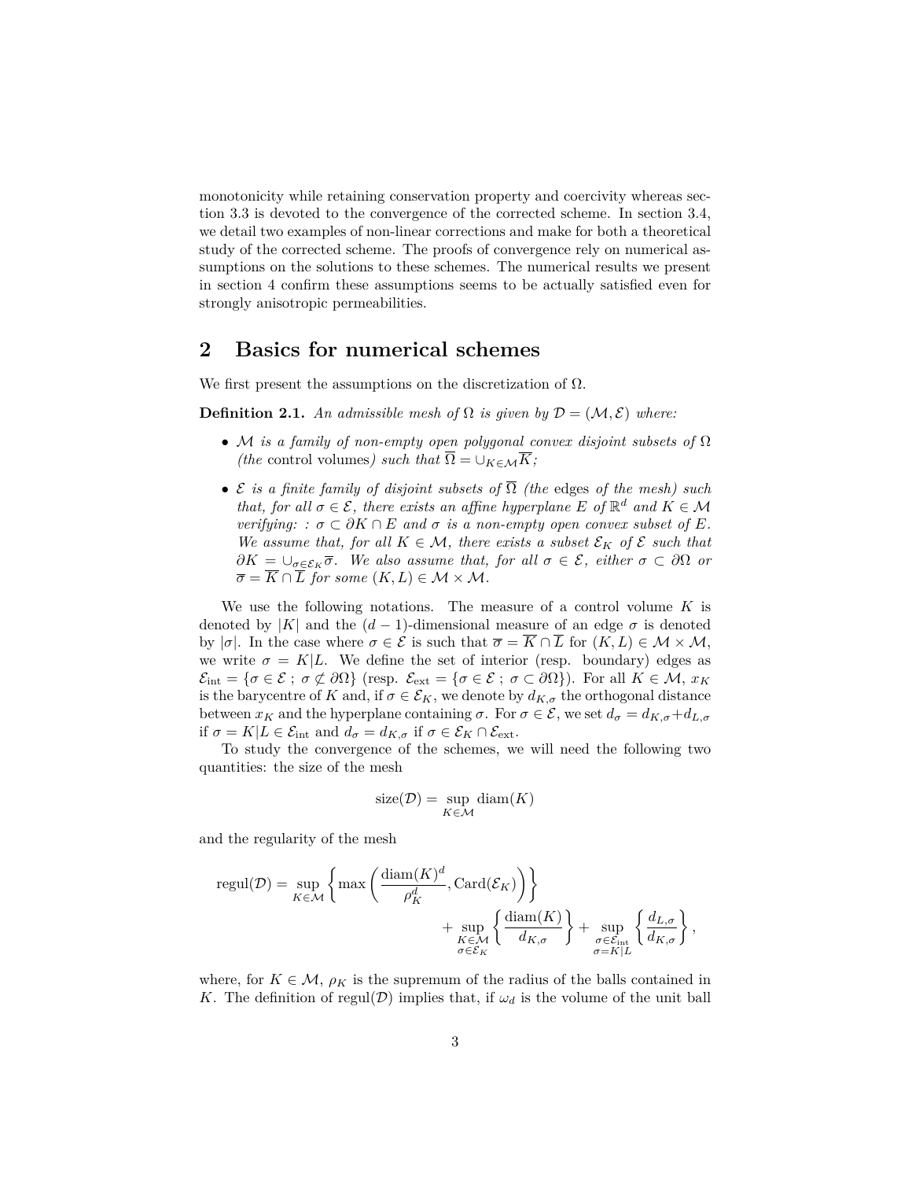monotonicity while retaining conservation property and coercivity whereas section 3.3 is devoted to the convergence of the corrected scheme. In section 3.4, we detail two examples of non-linear corrections and make for both a theoretical study of the corrected scheme. The proofs of convergence rely on numerical assumptions on the solutions to these schemes. The numerical results we present in section 4 confirm these assumptions seems to be actually satisfied even for strongly anisotropic permeabilities.

## 2 Basics for numerical schemes

We first present the assumptions on the discretization of $\Omega$.

**Definition 2.1.** *An admissible mesh of $\Omega$ is given by $\mathcal{D} = (\mathcal{M}, \mathcal{E})$ where:*

- *$\mathcal{M}$ is a family of non-empty open polygonal convex disjoint subsets of $\Omega$ (the* control volumes*) such that $\overline{\Omega} = \cup_{K\in\mathcal{M}}\overline{K}$;*
- *$\mathcal{E}$ is a finite family of disjoint subsets of $\overline{\Omega}$ (the* edges *of the mesh) such that, for all $\sigma \in \mathcal{E}$, there exists an affine hyperplane $E$ of $\mathbb{R}^d$ and $K \in \mathcal{M}$ verifying: : $\sigma \subset \partial K \cap E$ and $\sigma$ is a non-empty open convex subset of $E$. We assume that, for all $K \in \mathcal{M}$, there exists a subset $\mathcal{E}_K$ of $\mathcal{E}$ such that $\partial K = \cup_{\sigma\in\mathcal{E}_K}\overline{\sigma}$. We also assume that, for all $\sigma \in \mathcal{E}$, either $\sigma \subset \partial\Omega$ or $\overline{\sigma} = \overline{K} \cap \overline{L}$ for some $(K, L) \in \mathcal{M} \times \mathcal{M}$.*

We use the following notations. The measure of a control volume $K$ is denoted by $|K|$ and the $(d-1)$-dimensional measure of an edge $\sigma$ is denoted by $|\sigma|$. In the case where $\sigma \in \mathcal{E}$ is such that $\overline{\sigma} = \overline{K} \cap \overline{L}$ for $(K, L) \in \mathcal{M} \times \mathcal{M}$, we write $\sigma = K|L$. We define the set of interior (resp. boundary) edges as $\mathcal{E}_{\rm int} = \{\sigma \in \mathcal{E} \,;\, \sigma \not\subset \partial\Omega\}$ (resp. $\mathcal{E}_{\rm ext} = \{\sigma \in \mathcal{E} \,;\, \sigma \subset \partial\Omega\}$). For all $K \in \mathcal{M}$, $x_K$ is the barycentre of $K$ and, if $\sigma \in \mathcal{E}_K$, we denote by $d_{K,\sigma}$ the orthogonal distance between $x_K$ and the hyperplane containing $\sigma$. For $\sigma \in \mathcal{E}$, we set $d_\sigma = d_{K,\sigma} + d_{L,\sigma}$ if $\sigma = K|L \in \mathcal{E}_{\rm int}$ and $d_\sigma = d_{K,\sigma}$ if $\sigma \in \mathcal{E}_K \cap \mathcal{E}_{\rm ext}$.

To study the convergence of the schemes, we will need the following two quantities: the size of the mesh

$$\mathrm{size}(\mathcal{D}) = \sup_{K\in\mathcal{M}} \mathrm{diam}(K)$$

and the regularity of the mesh

$$\mathrm{regul}(\mathcal{D}) = \sup_{K\in\mathcal{M}} \left\{ \max\left( \frac{\mathrm{diam}(K)^d}{\rho_K^d}, \mathrm{Card}(\mathcal{E}_K) \right) \right\} + \sup_{\substack{K\in\mathcal{M}\\ \sigma\in\mathcal{E}_K}} \left\{ \frac{\mathrm{diam}(K)}{d_{K,\sigma}} \right\} + \sup_{\substack{\sigma\in\mathcal{E}_{\rm int}\\ \sigma=K|L}} \left\{ \frac{d_{L,\sigma}}{d_{K,\sigma}} \right\},$$

where, for $K \in \mathcal{M}$, $\rho_K$ is the supremum of the radius of the balls contained in $K$. The definition of $\mathrm{regul}(\mathcal{D})$ implies that, if $\omega_d$ is the volume of the unit ball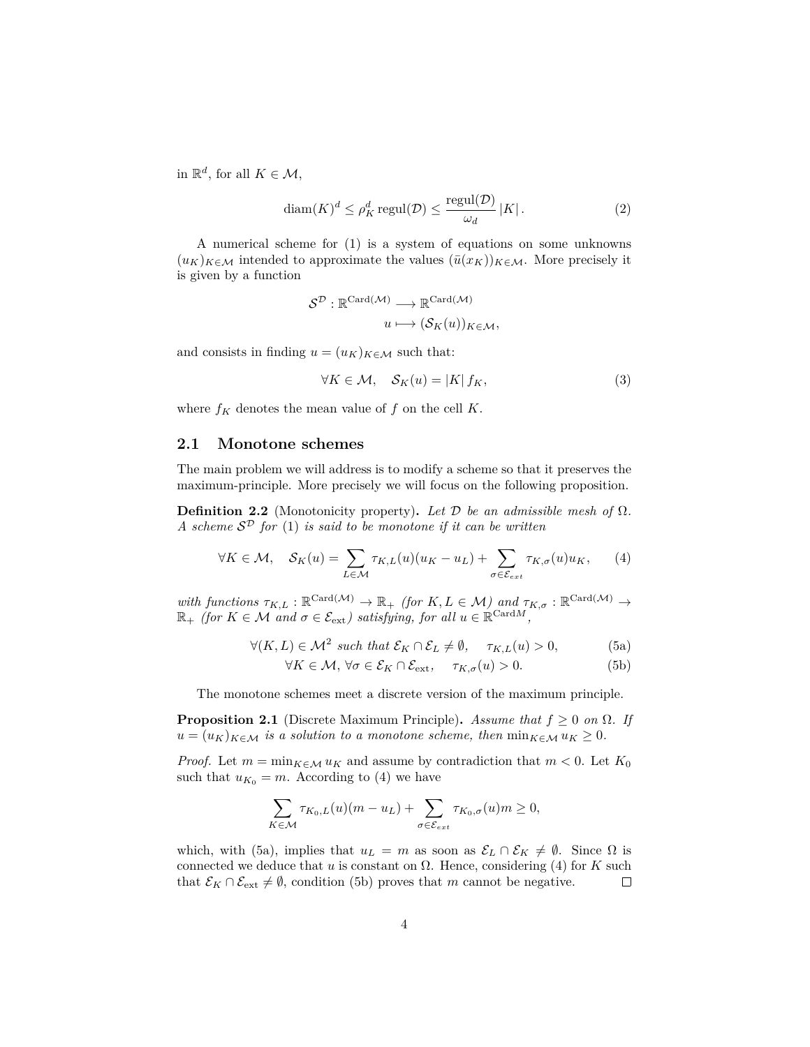in $\mathbb{R}^d$, for all $K \in \mathcal{M}$,

$$\operatorname{diam}(K)^d \leq \rho_K^d \operatorname{regul}(\mathcal{D}) \leq \frac{\operatorname{regul}(\mathcal{D})}{\omega_d} |K| . \tag{2}$$

A numerical scheme for (1) is a system of equations on some unknowns $(u_K)_{K\in\mathcal{M}}$ intended to approximate the values $(\bar{u}(x_K))_{K\in\mathcal{M}}$. More precisely it is given by a function

$$\mathcal{S}^{\mathcal{D}} : \mathbb{R}^{\operatorname{Card}(\mathcal{M})} \longrightarrow \mathbb{R}^{\operatorname{Card}(\mathcal{M})}$$
$$u \longmapsto (\mathcal{S}_K(u))_{K\in\mathcal{M}},$$

and consists in finding $u = (u_K)_{K\in\mathcal{M}}$ such that:

$$\forall K \in \mathcal{M}, \quad \mathcal{S}_K(u) = |K| \, f_K, \tag{3}$$

where $f_K$ denotes the mean value of $f$ on the cell $K$.

## 2.1 Monotone schemes

The main problem we will address is to modify a scheme so that it preserves the maximum-principle. More precisely we will focus on the following proposition.

**Definition 2.2** (Monotonicity property)**.** *Let $\mathcal{D}$ be an admissible mesh of $\Omega$. A scheme $\mathcal{S}^{\mathcal{D}}$ for (1) is said to be monotone if it can be written*

$$\forall K \in \mathcal{M}, \quad \mathcal{S}_K(u) = \sum_{L\in\mathcal{M}} \tau_{K,L}(u)(u_K - u_L) + \sum_{\sigma\in\mathcal{E}_{ext}} \tau_{K,\sigma}(u) u_K, \tag{4}$$

*with functions $\tau_{K,L} : \mathbb{R}^{\operatorname{Card}(\mathcal{M})} \to \mathbb{R}_+$ (for $K, L \in \mathcal{M}$) and $\tau_{K,\sigma} : \mathbb{R}^{\operatorname{Card}(\mathcal{M})} \to \mathbb{R}_+$ (for $K \in \mathcal{M}$ and $\sigma \in \mathcal{E}_{\text{ext}}$) satisfying, for all $u \in \mathbb{R}^{\operatorname{Card} M}$,*

$$\forall (K, L) \in \mathcal{M}^2 \text{ such that } \mathcal{E}_K \cap \mathcal{E}_L \neq \emptyset, \quad \tau_{K,L}(u) > 0, \tag{5a}$$

$$\forall K \in \mathcal{M}, \, \forall \sigma \in \mathcal{E}_K \cap \mathcal{E}_{\text{ext}}, \quad \tau_{K,\sigma}(u) > 0. \tag{5b}$$

The monotone schemes meet a discrete version of the maximum principle.

**Proposition 2.1** (Discrete Maximum Principle)**.** *Assume that $f \geq 0$ on $\Omega$. If $u = (u_K)_{K\in\mathcal{M}}$ is a solution to a monotone scheme, then $\min_{K\in\mathcal{M}} u_K \geq 0$.*

*Proof.* Let $m = \min_{K\in\mathcal{M}} u_K$ and assume by contradiction that $m < 0$. Let $K_0$ such that $u_{K_0} = m$. According to (4) we have

$$\sum_{K\in\mathcal{M}} \tau_{K_0,L}(u)(m - u_L) + \sum_{\sigma\in\mathcal{E}_{ext}} \tau_{K_0,\sigma}(u) m \geq 0,$$

which, with (5a), implies that $u_L = m$ as soon as $\mathcal{E}_L \cap \mathcal{E}_K \neq \emptyset$. Since $\Omega$ is connected we deduce that $u$ is constant on $\Omega$. Hence, considering (4) for $K$ such that $\mathcal{E}_K \cap \mathcal{E}_{\text{ext}} \neq \emptyset$, condition (5b) proves that $m$ cannot be negative. □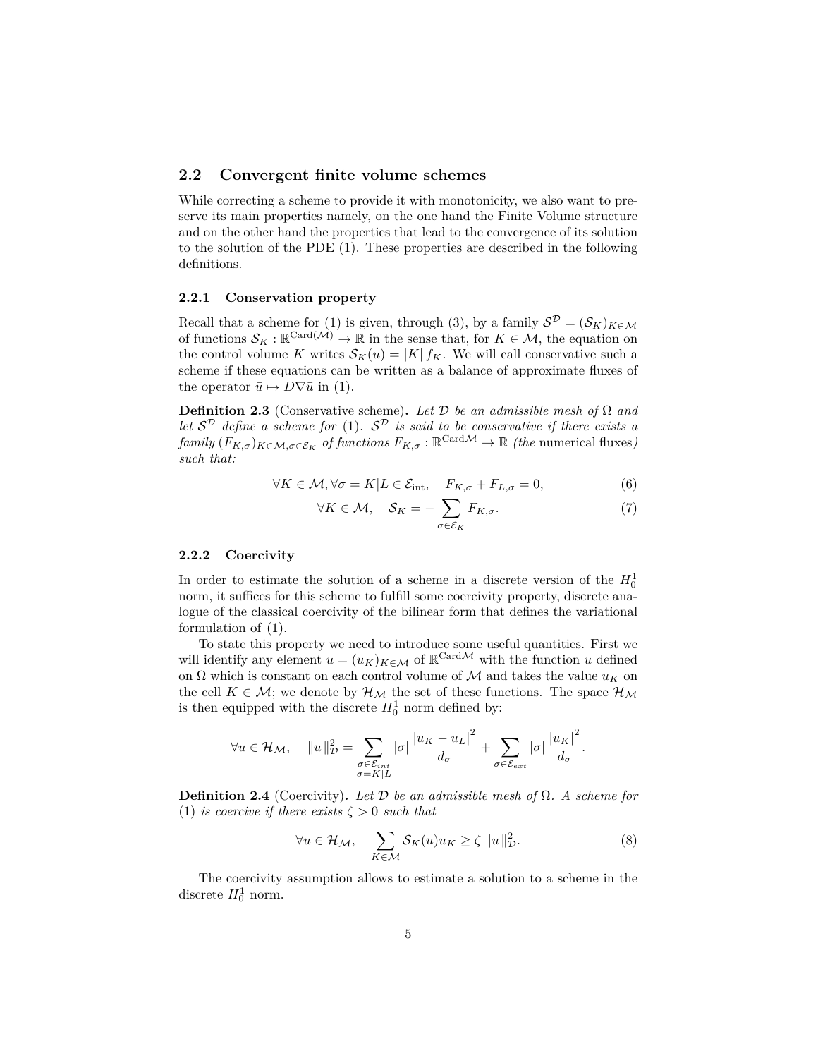### 2.2 Convergent finite volume schemes

While correcting a scheme to provide it with monotonicity, we also want to preserve its main properties namely, on the one hand the Finite Volume structure and on the other hand the properties that lead to the convergence of its solution to the solution of the PDE (1). These properties are described in the following definitions.

#### 2.2.1 Conservation property

Recall that a scheme for (1) is given, through (3), by a family $\mathcal{S}^{\mathcal{D}} = (\mathcal{S}_K)_{K\in\mathcal{M}}$ of functions $\mathcal{S}_K : \mathbb{R}^{\mathrm{Card}(\mathcal{M})} \to \mathbb{R}$ in the sense that, for $K \in \mathcal{M}$, the equation on the control volume $K$ writes $\mathcal{S}_K(u) = |K|\, f_K$. We will call conservative such a scheme if these equations can be written as a balance of approximate fluxes of the operator $\bar{u} \mapsto D\nabla\bar{u}$ in (1).

**Definition 2.3** (Conservative scheme)**.** *Let $\mathcal{D}$ be an admissible mesh of $\Omega$ and let $\mathcal{S}^{\mathcal{D}}$ define a scheme for* (1)*. $\mathcal{S}^{\mathcal{D}}$ is said to be conservative if there exists a family $(F_{K,\sigma})_{K\in\mathcal{M},\sigma\in\mathcal{E}_K}$ of functions $F_{K,\sigma} : \mathbb{R}^{\mathrm{Card}\mathcal{M}} \to \mathbb{R}$ (the* numerical fluxes*) such that:*

$$\forall K \in \mathcal{M}, \forall \sigma = K|L \in \mathcal{E}_{\mathrm{int}}, \quad F_{K,\sigma} + F_{L,\sigma} = 0, \tag{6}$$

$$\forall K \in \mathcal{M}, \quad \mathcal{S}_K = -\sum_{\sigma\in\mathcal{E}_K} F_{K,\sigma}. \tag{7}$$

#### 2.2.2 Coercivity

In order to estimate the solution of a scheme in a discrete version of the $H_0^1$ norm, it suffices for this scheme to fulfill some coercivity property, discrete analogue of the classical coercivity of the bilinear form that defines the variational formulation of (1).

To state this property we need to introduce some useful quantities. First we will identify any element $u = (u_K)_{K\in\mathcal{M}}$ of $\mathbb{R}^{\mathrm{Card}\mathcal{M}}$ with the function $u$ defined on $\Omega$ which is constant on each control volume of $\mathcal{M}$ and takes the value $u_K$ on the cell $K \in \mathcal{M}$; we denote by $\mathcal{H}_{\mathcal{M}}$ the set of these functions. The space $\mathcal{H}_{\mathcal{M}}$ is then equipped with the discrete $H_0^1$ norm defined by:

$$\forall u \in \mathcal{H}_{\mathcal{M}}, \quad \|u\|_{\mathcal{D}}^2 = \sum_{\substack{\sigma\in\mathcal{E}_{int}\\ \sigma=K|L}} |\sigma| \frac{|u_K - u_L|^2}{d_\sigma} + \sum_{\sigma\in\mathcal{E}_{ext}} |\sigma| \frac{|u_K|^2}{d_\sigma}.$$

**Definition 2.4** (Coercivity)**.** *Let $\mathcal{D}$ be an admissible mesh of $\Omega$. A scheme for* (1) *is coercive if there exists $\zeta > 0$ such that*

$$\forall u \in \mathcal{H}_{\mathcal{M}}, \quad \sum_{K\in\mathcal{M}} \mathcal{S}_K(u) u_K \geq \zeta\, \|u\|_{\mathcal{D}}^2. \tag{8}$$

The coercivity assumption allows to estimate a solution to a scheme in the discrete $H_0^1$ norm.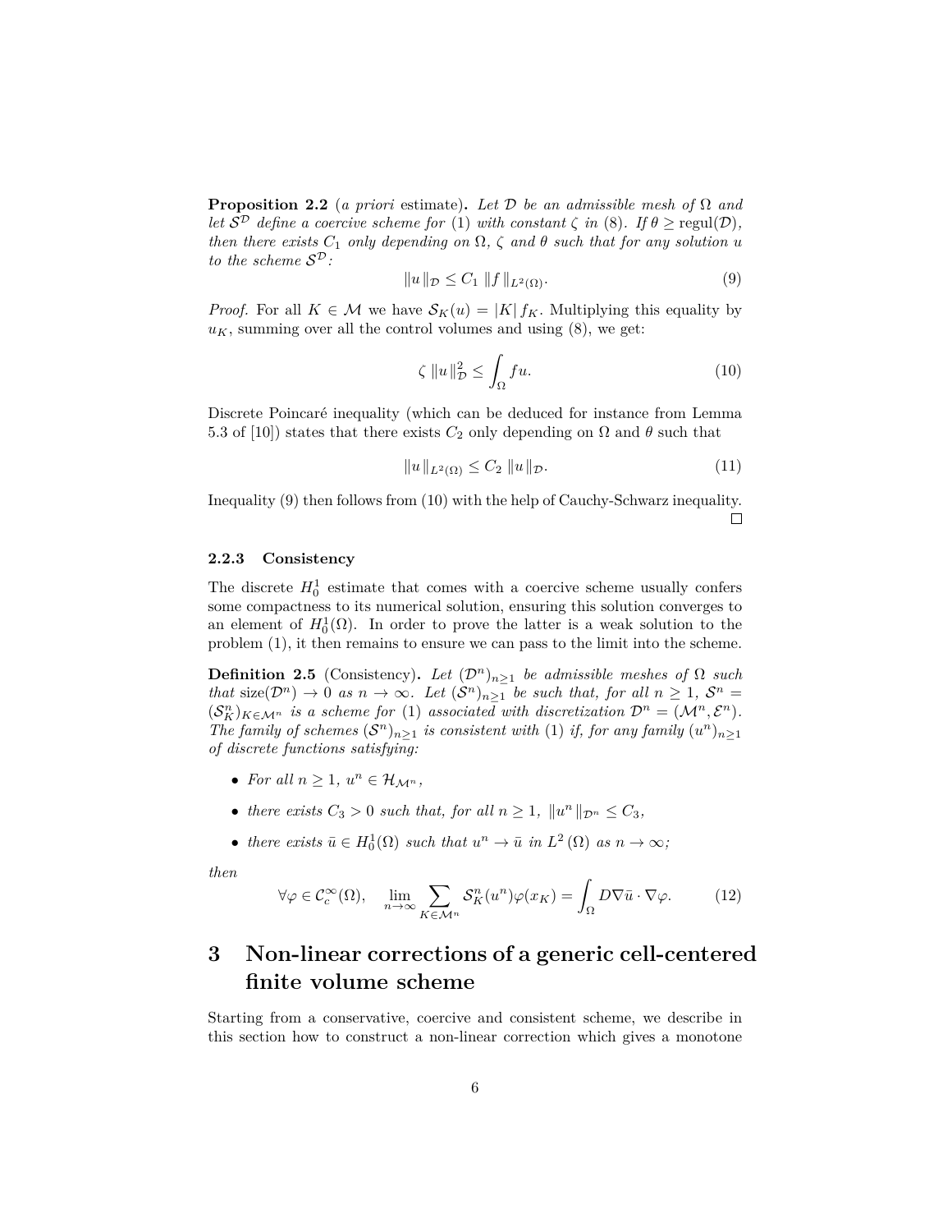**Proposition 2.2** (*a priori* estimate)**.** *Let $\mathcal{D}$ be an admissible mesh of $\Omega$ and let $\mathcal{S}^{\mathcal{D}}$ define a coercive scheme for* (1) *with constant $\zeta$ in* (8)*. If $\theta \geq \text{regul}(\mathcal{D})$, then there exists $C_1$ only depending on $\Omega$, $\zeta$ and $\theta$ such that for any solution $u$ to the scheme $\mathcal{S}^{\mathcal{D}}$:*

$$\|u\|_{\mathcal{D}} \leq C_1 \, \|f\|_{L^2(\Omega)}. \tag{9}$$

*Proof.* For all $K \in \mathcal{M}$ we have $\mathcal{S}_K(u) = |K| \, f_K$. Multiplying this equality by $u_K$, summing over all the control volumes and using (8), we get:

$$\zeta \, \|u\|_{\mathcal{D}}^2 \leq \int_\Omega f u. \tag{10}$$

Discrete Poincaré inequality (which can be deduced for instance from Lemma 5.3 of [10]) states that there exists $C_2$ only depending on $\Omega$ and $\theta$ such that

$$\|u\|_{L^2(\Omega)} \leq C_2 \, \|u\|_{\mathcal{D}}. \tag{11}$$

Inequality (9) then follows from (10) with the help of Cauchy-Schwarz inequality. □

#### 2.2.3 Consistency

The discrete $H_0^1$ estimate that comes with a coercive scheme usually confers some compactness to its numerical solution, ensuring this solution converges to an element of $H_0^1(\Omega)$. In order to prove the latter is a weak solution to the problem (1), it then remains to ensure we can pass to the limit into the scheme.

**Definition 2.5** (Consistency)**.** *Let $(\mathcal{D}^n)_{n\geq 1}$ be admissible meshes of $\Omega$ such that $\text{size}(\mathcal{D}^n) \to 0$ as $n \to \infty$. Let $(\mathcal{S}^n)_{n\geq 1}$ be such that, for all $n \geq 1$, $\mathcal{S}^n = (\mathcal{S}_K^n)_{K\in\mathcal{M}^n}$ is a scheme for* (1) *associated with discretization $\mathcal{D}^n = (\mathcal{M}^n, \mathcal{E}^n)$. The family of schemes $(\mathcal{S}^n)_{n\geq 1}$ is consistent with* (1) *if, for any family $(u^n)_{n\geq 1}$ of discrete functions satisfying:*

- *For all $n \geq 1$, $u^n \in \mathcal{H}_{\mathcal{M}^n}$,*
- *there exists $C_3 > 0$ such that, for all $n \geq 1$, $\|u^n\|_{\mathcal{D}^n} \leq C_3$,*
- *there exists $\bar{u} \in H_0^1(\Omega)$ such that $u^n \to \bar{u}$ in $L^2(\Omega)$ as $n \to \infty$;*

*then*

$$\forall \varphi \in \mathcal{C}_c^\infty(\Omega), \quad \lim_{n\to\infty} \sum_{K\in\mathcal{M}^n} \mathcal{S}_K^n(u^n)\varphi(x_K) = \int_\Omega D\nabla\bar{u} \cdot \nabla\varphi. \tag{12}$$

# 3 Non-linear corrections of a generic cell-centered finite volume scheme

Starting from a conservative, coercive and consistent scheme, we describe in this section how to construct a non-linear correction which gives a monotone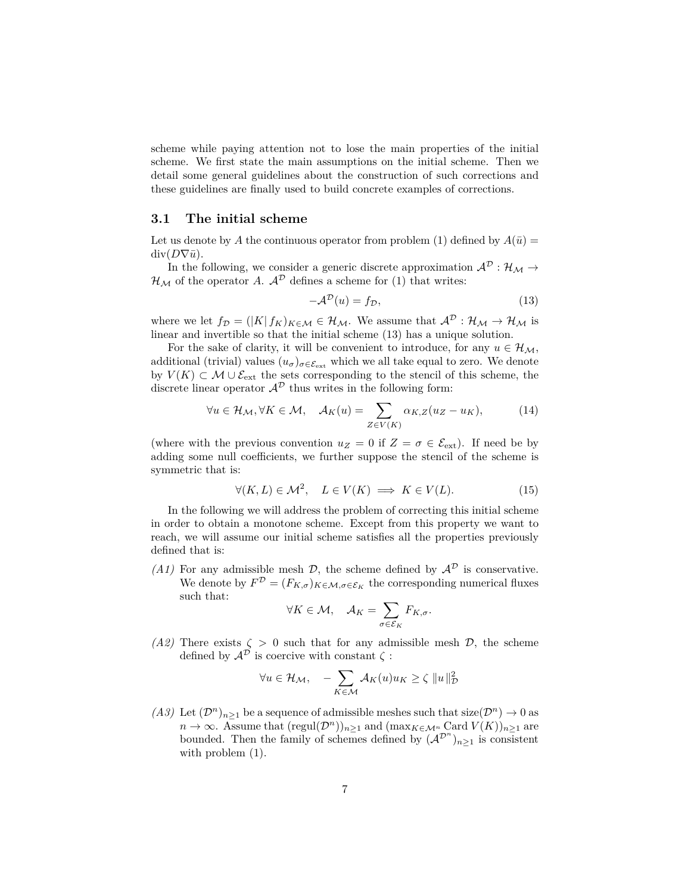scheme while paying attention not to lose the main properties of the initial scheme. We first state the main assumptions on the initial scheme. Then we detail some general guidelines about the construction of such corrections and these guidelines are finally used to build concrete examples of corrections.

## 3.1 The initial scheme

Let us denote by $A$ the continuous operator from problem (1) defined by $A(\bar{u}) = \operatorname{div}(D\nabla\bar{u})$.

In the following, we consider a generic discrete approximation $\mathcal{A}^{\mathcal{D}} : \mathcal{H}_{\mathcal{M}} \to \mathcal{H}_{\mathcal{M}}$ of the operator $A$. $\mathcal{A}^{\mathcal{D}}$ defines a scheme for (1) that writes:

$$-\mathcal{A}^{\mathcal{D}}(u) = f_{\mathcal{D}}, \tag{13}$$

where we let $f_{\mathcal{D}} = (|K|\, f_K)_{K\in\mathcal{M}} \in \mathcal{H}_{\mathcal{M}}$. We assume that $\mathcal{A}^{\mathcal{D}} : \mathcal{H}_{\mathcal{M}} \to \mathcal{H}_{\mathcal{M}}$ is linear and invertible so that the initial scheme (13) has a unique solution.

For the sake of clarity, it will be convenient to introduce, for any $u \in \mathcal{H}_{\mathcal{M}}$, additional (trivial) values $(u_\sigma)_{\sigma\in\mathcal{E}_{\text{ext}}}$ which we all take equal to zero. We denote by $V(K) \subset \mathcal{M} \cup \mathcal{E}_{\text{ext}}$ the sets corresponding to the stencil of this scheme, the discrete linear operator $\mathcal{A}^{\mathcal{D}}$ thus writes in the following form:

$$\forall u \in \mathcal{H}_{\mathcal{M}}, \forall K \in \mathcal{M}, \quad \mathcal{A}_K(u) = \sum_{Z\in V(K)} \alpha_{K,Z}(u_Z - u_K), \tag{14}$$

(where with the previous convention $u_Z = 0$ if $Z = \sigma \in \mathcal{E}_{\text{ext}}$). If need be by adding some null coefficients, we further suppose the stencil of the scheme is symmetric that is:

$$\forall (K, L) \in \mathcal{M}^2, \quad L \in V(K) \implies K \in V(L). \tag{15}$$

In the following we will address the problem of correcting this initial scheme in order to obtain a monotone scheme. Except from this property we want to reach, we will assume our initial scheme satisfies all the properties previously defined that is:

*(A1)* For any admissible mesh $\mathcal{D}$, the scheme defined by $\mathcal{A}^{\mathcal{D}}$ is conservative. We denote by $F^{\mathcal{D}} = (F_{K,\sigma})_{K\in\mathcal{M},\sigma\in\mathcal{E}_K}$ the corresponding numerical fluxes such that:

$$\forall K \in \mathcal{M}, \quad \mathcal{A}_K = \sum_{\sigma\in\mathcal{E}_K} F_{K,\sigma}.$$

*(A2)* There exists $\zeta > 0$ such that for any admissible mesh $\mathcal{D}$, the scheme defined by $\mathcal{A}^{\mathcal{D}}$ is coercive with constant $\zeta$ :

$$\forall u \in \mathcal{H}_{\mathcal{M}}, \quad -\sum_{K\in\mathcal{M}} \mathcal{A}_K(u)u_K \geq \zeta\, \|u\|_{\mathcal{D}}^2$$

*(A3)* Let $(\mathcal{D}^n)_{n\geq 1}$ be a sequence of admissible meshes such that $\operatorname{size}(\mathcal{D}^n) \to 0$ as $n \to \infty$. Assume that $(\operatorname{regul}(\mathcal{D}^n))_{n\geq 1}$ and $(\max_{K\in\mathcal{M}^n} \operatorname{Card} V(K))_{n\geq 1}$ are bounded. Then the family of schemes defined by $(\mathcal{A}^{\mathcal{D}^n})_{n\geq 1}$ is consistent with problem (1).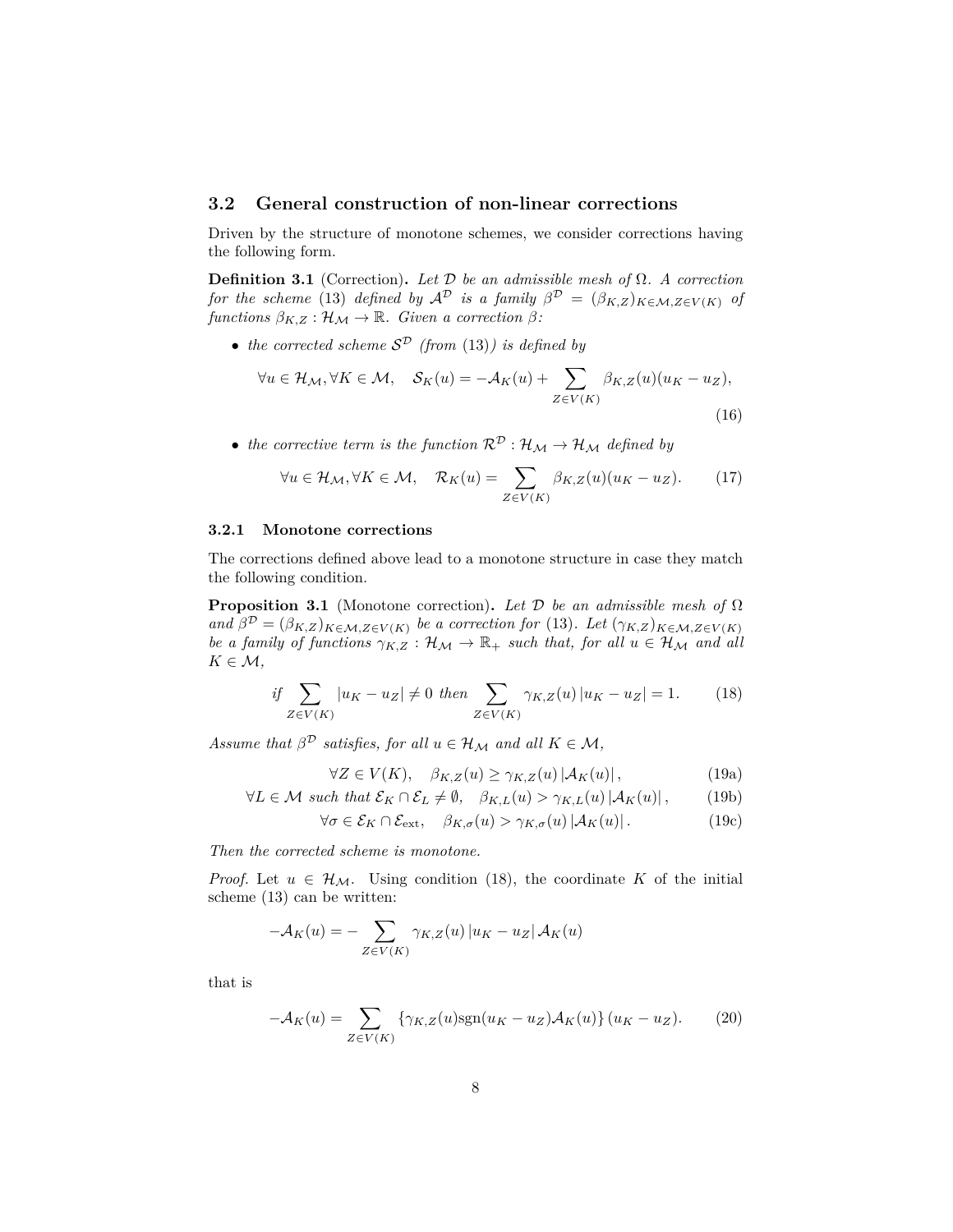### 3.2 General construction of non-linear corrections

Driven by the structure of monotone schemes, we consider corrections having the following form.

**Definition 3.1** (Correction)**.** *Let $\mathcal{D}$ be an admissible mesh of $\Omega$. A correction for the scheme (13) defined by $\mathcal{A}^{\mathcal{D}}$ is a family $\beta^{\mathcal{D}} = (\beta_{K,Z})_{K\in\mathcal{M}, Z\in V(K)}$ of functions $\beta_{K,Z} : \mathcal{H}_{\mathcal{M}} \to \mathbb{R}$. Given a correction $\beta$:*

- *the corrected scheme $\mathcal{S}^{\mathcal{D}}$ (from (13)) is defined by*

$$\forall u \in \mathcal{H}_{\mathcal{M}}, \forall K \in \mathcal{M}, \quad \mathcal{S}_K(u) = -\mathcal{A}_K(u) + \sum_{Z\in V(K)} \beta_{K,Z}(u)(u_K - u_Z), \tag{16}$$

- *the corrective term is the function $\mathcal{R}^{\mathcal{D}} : \mathcal{H}_{\mathcal{M}} \to \mathcal{H}_{\mathcal{M}}$ defined by*

$$\forall u \in \mathcal{H}_{\mathcal{M}}, \forall K \in \mathcal{M}, \quad \mathcal{R}_K(u) = \sum_{Z\in V(K)} \beta_{K,Z}(u)(u_K - u_Z). \tag{17}$$

#### 3.2.1 Monotone corrections

The corrections defined above lead to a monotone structure in case they match the following condition.

**Proposition 3.1** (Monotone correction)**.** *Let $\mathcal{D}$ be an admissible mesh of $\Omega$ and $\beta^{\mathcal{D}} = (\beta_{K,Z})_{K\in\mathcal{M}, Z\in V(K)}$ be a correction for (13). Let $(\gamma_{K,Z})_{K\in\mathcal{M}, Z\in V(K)}$ be a family of functions $\gamma_{K,Z} : \mathcal{H}_{\mathcal{M}} \to \mathbb{R}_+$ such that, for all $u \in \mathcal{H}_{\mathcal{M}}$ and all $K \in \mathcal{M}$,*

$$\text{if } \sum_{Z\in V(K)} |u_K - u_Z| \neq 0 \text{ then } \sum_{Z\in V(K)} \gamma_{K,Z}(u)\,|u_K - u_Z| = 1. \tag{18}$$

*Assume that $\beta^{\mathcal{D}}$ satisfies, for all $u \in \mathcal{H}_{\mathcal{M}}$ and all $K \in \mathcal{M}$,*

$$\forall Z \in V(K), \quad \beta_{K,Z}(u) \geq \gamma_{K,Z}(u)\,|\mathcal{A}_K(u)|\,, \tag{19a}$$

$$\forall L \in \mathcal{M} \text{ such that } \mathcal{E}_K \cap \mathcal{E}_L \neq \emptyset, \quad \beta_{K,L}(u) > \gamma_{K,L}(u)\,|\mathcal{A}_K(u)|\,, \tag{19b}$$

$$\forall \sigma \in \mathcal{E}_K \cap \mathcal{E}_{\text{ext}}, \quad \beta_{K,\sigma}(u) > \gamma_{K,\sigma}(u)\,|\mathcal{A}_K(u)|\,. \tag{19c}$$

*Then the corrected scheme is monotone.*

*Proof.* Let $u \in \mathcal{H}_{\mathcal{M}}$. Using condition (18), the coordinate $K$ of the initial scheme (13) can be written:

$$-\mathcal{A}_K(u) = -\sum_{Z\in V(K)} \gamma_{K,Z}(u)\,|u_K - u_Z|\,\mathcal{A}_K(u)$$

that is

$$-\mathcal{A}_K(u) = \sum_{Z\in V(K)} \left\{\gamma_{K,Z}(u)\text{sgn}(u_K - u_Z)\mathcal{A}_K(u)\right\}(u_K - u_Z). \tag{20}$$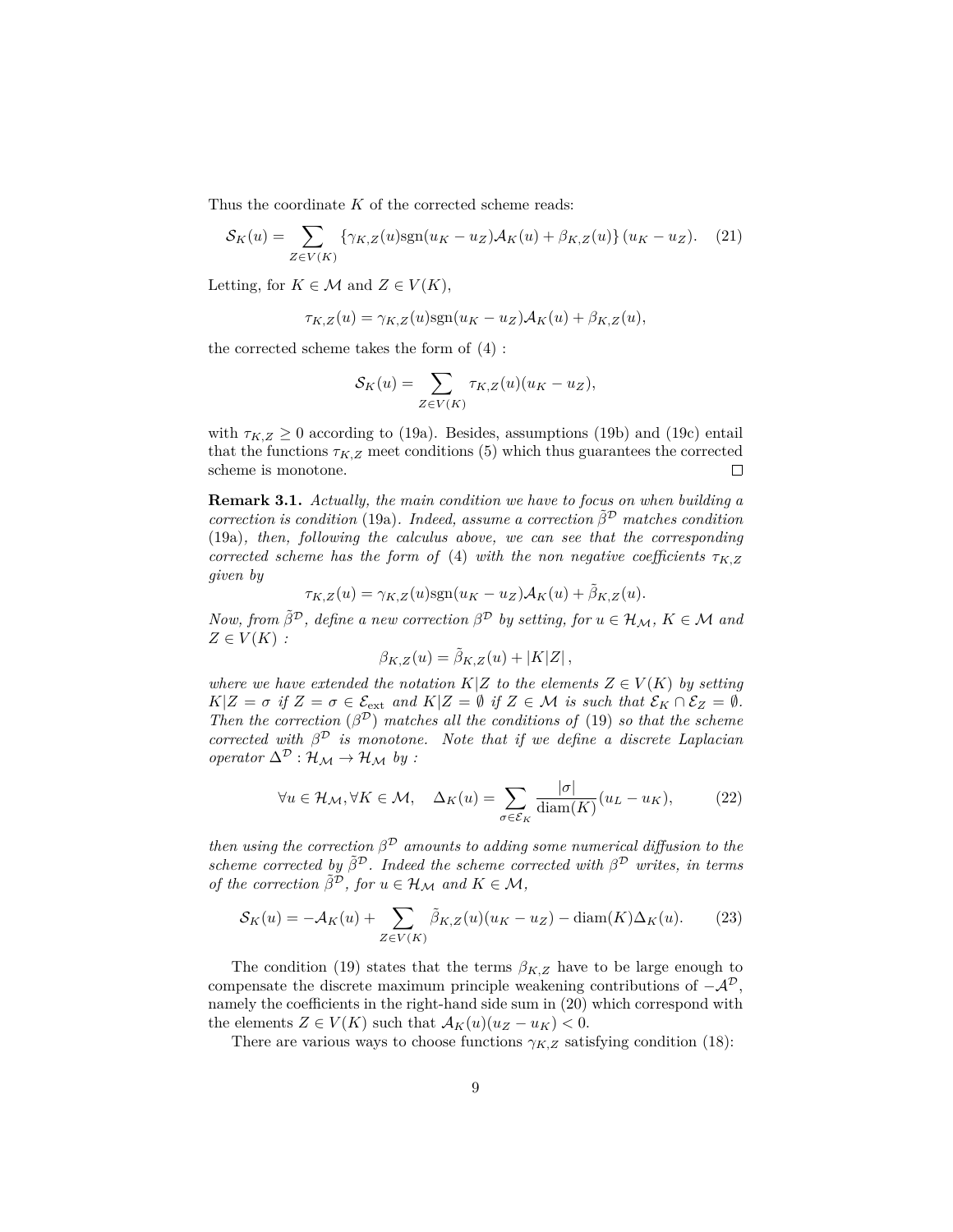Thus the coordinate $K$ of the corrected scheme reads:

$$\mathcal{S}_K(u) = \sum_{Z \in V(K)} \{\gamma_{K,Z}(u)\mathrm{sgn}(u_K - u_Z)\mathcal{A}_K(u) + \beta_{K,Z}(u)\}(u_K - u_Z). \quad (21)$$

Letting, for $K \in \mathcal{M}$ and $Z \in V(K)$,

$$\tau_{K,Z}(u) = \gamma_{K,Z}(u)\mathrm{sgn}(u_K - u_Z)\mathcal{A}_K(u) + \beta_{K,Z}(u),$$

the corrected scheme takes the form of (4) :

$$\mathcal{S}_K(u) = \sum_{Z \in V(K)} \tau_{K,Z}(u)(u_K - u_Z),$$

with $\tau_{K,Z} \geq 0$ according to (19a). Besides, assumptions (19b) and (19c) entail that the functions $\tau_{K,Z}$ meet conditions (5) which thus guarantees the corrected scheme is monotone. □

**Remark 3.1.** *Actually, the main condition we have to focus on when building a correction is condition* (19a)*. Indeed, assume a correction $\tilde{\beta}^{\mathcal{D}}$ matches condition* (19a)*, then, following the calculus above, we can see that the corresponding corrected scheme has the form of* (4) *with the non negative coefficients $\tau_{K,Z}$ given by*

$$\tau_{K,Z}(u) = \gamma_{K,Z}(u)\mathrm{sgn}(u_K - u_Z)\mathcal{A}_K(u) + \tilde{\beta}_{K,Z}(u).$$

*Now, from $\tilde{\beta}^{\mathcal{D}}$, define a new correction $\beta^{\mathcal{D}}$ by setting, for $u \in \mathcal{H}_{\mathcal{M}}$, $K \in \mathcal{M}$ and $Z \in V(K)$ :*

$$\beta_{K,Z}(u) = \tilde{\beta}_{K,Z}(u) + |K|Z|\,,$$

*where we have extended the notation $K|Z$ to the elements $Z \in V(K)$ by setting $K|Z = \sigma$ if $Z = \sigma \in \mathcal{E}_{\mathrm{ext}}$ and $K|Z = \emptyset$ if $Z \in \mathcal{M}$ is such that $\mathcal{E}_K \cap \mathcal{E}_Z = \emptyset$. Then the correction $(\beta^{\mathcal{D}})$ matches all the conditions of* (19) *so that the scheme corrected with $\beta^{\mathcal{D}}$ is monotone. Note that if we define a discrete Laplacian operator $\Delta^{\mathcal{D}} : \mathcal{H}_{\mathcal{M}} \to \mathcal{H}_{\mathcal{M}}$ by :*

$$\forall u \in \mathcal{H}_{\mathcal{M}}, \forall K \in \mathcal{M}, \quad \Delta_K(u) = \sum_{\sigma \in \mathcal{E}_K} \frac{|\sigma|}{\mathrm{diam}(K)}(u_L - u_K), \quad (22)$$

*then using the correction $\beta^{\mathcal{D}}$ amounts to adding some numerical diffusion to the scheme corrected by $\tilde{\beta}^{\mathcal{D}}$. Indeed the scheme corrected with $\beta^{\mathcal{D}}$ writes, in terms of the correction $\tilde{\beta}^{\mathcal{D}}$, for $u \in \mathcal{H}_{\mathcal{M}}$ and $K \in \mathcal{M}$,*

$$\mathcal{S}_K(u) = -\mathcal{A}_K(u) + \sum_{Z \in V(K)} \tilde{\beta}_{K,Z}(u)(u_K - u_Z) - \mathrm{diam}(K)\Delta_K(u). \quad (23)$$

The condition (19) states that the terms $\beta_{K,Z}$ have to be large enough to compensate the discrete maximum principle weakening contributions of $-\mathcal{A}^{\mathcal{D}}$, namely the coefficients in the right-hand side sum in (20) which correspond with the elements $Z \in V(K)$ such that $\mathcal{A}_K(u)(u_Z - u_K) < 0$.

There are various ways to choose functions $\gamma_{K,Z}$ satisfying condition (18):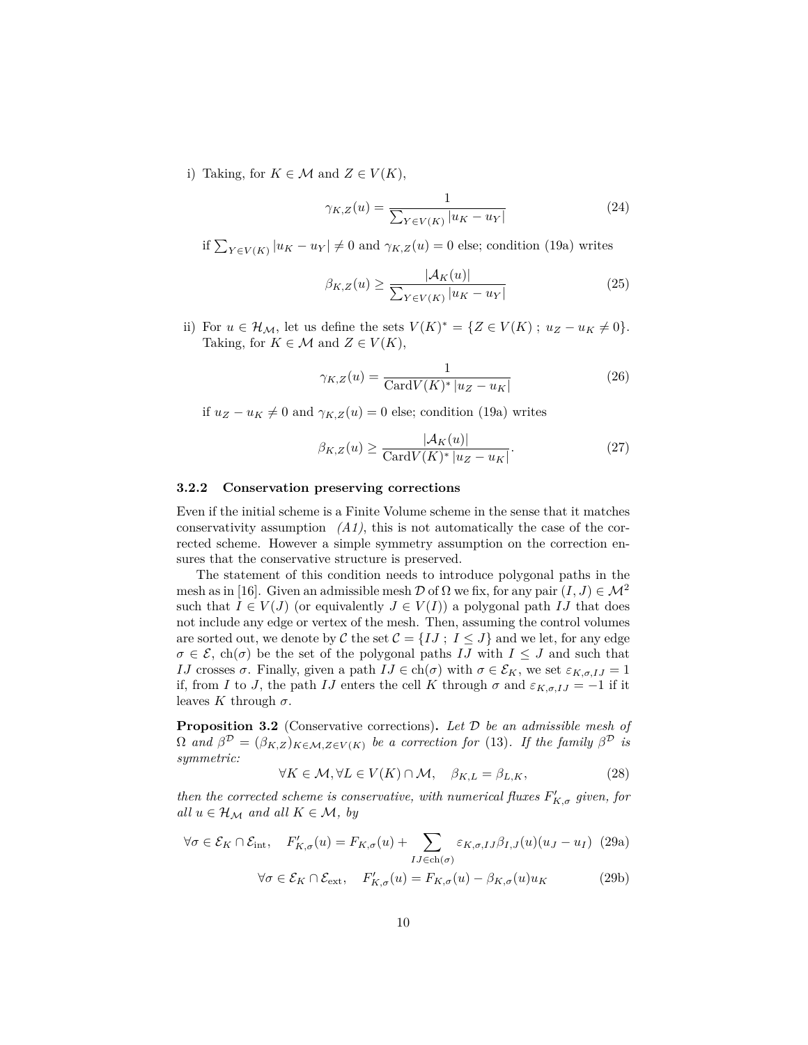i) Taking, for $K \in \mathcal{M}$ and $Z \in V(K)$,

$$\gamma_{K,Z}(u) = \frac{1}{\sum_{Y \in V(K)} |u_K - u_Y|} \tag{24}$$

if $\sum_{Y \in V(K)} |u_K - u_Y| \neq 0$ and $\gamma_{K,Z}(u) = 0$ else; condition (19a) writes

$$\beta_{K,Z}(u) \geq \frac{|\mathcal{A}_K(u)|}{\sum_{Y \in V(K)} |u_K - u_Y|} \tag{25}$$

ii) For $u \in \mathcal{H}_\mathcal{M}$, let us define the sets $V(K)^* = \{Z \in V(K) \; ; \; u_Z - u_K \neq 0\}$. Taking, for $K \in \mathcal{M}$ and $Z \in V(K)$,

$$\gamma_{K,Z}(u) = \frac{1}{\mathrm{Card} V(K)^* \, |u_Z - u_K|} \tag{26}$$

if $u_Z - u_K \neq 0$ and $\gamma_{K,Z}(u) = 0$ else; condition (19a) writes

$$\beta_{K,Z}(u) \geq \frac{|\mathcal{A}_K(u)|}{\mathrm{Card} V(K)^* \, |u_Z - u_K|}. \tag{27}$$

### 3.2.2 Conservation preserving corrections

Even if the initial scheme is a Finite Volume scheme in the sense that it matches conservativity assumption *(A1)*, this is not automatically the case of the corrected scheme. However a simple symmetry assumption on the correction ensures that the conservative structure is preserved.

The statement of this condition needs to introduce polygonal paths in the mesh as in [16]. Given an admissible mesh $\mathcal{D}$ of $\Omega$ we fix, for any pair $(I, J) \in \mathcal{M}^2$ such that $I \in V(J)$ (or equivalently $J \in V(I)$) a polygonal path $IJ$ that does not include any edge or vertex of the mesh. Then, assuming the control volumes are sorted out, we denote by $\mathcal{C}$ the set $\mathcal{C} = \{IJ \; ; \; I \leq J\}$ and we let, for any edge $\sigma \in \mathcal{E}$, $\mathrm{ch}(\sigma)$ be the set of the polygonal paths $IJ$ with $I \leq J$ and such that $IJ$ crosses $\sigma$. Finally, given a path $IJ \in \mathrm{ch}(\sigma)$ with $\sigma \in \mathcal{E}_K$, we set $\varepsilon_{K,\sigma,IJ} = 1$ if, from $I$ to $J$, the path $IJ$ enters the cell $K$ through $\sigma$ and $\varepsilon_{K,\sigma,IJ} = -1$ if it leaves $K$ through $\sigma$.

**Proposition 3.2** (Conservative corrections)**.** *Let $\mathcal{D}$ be an admissible mesh of $\Omega$ and $\beta^\mathcal{D} = (\beta_{K,Z})_{K \in \mathcal{M}, Z \in V(K)}$ be a correction for* (13)*. If the family $\beta^\mathcal{D}$ is symmetric:*

$$\forall K \in \mathcal{M}, \forall L \in V(K) \cap \mathcal{M}, \quad \beta_{K,L} = \beta_{L,K}, \tag{28}$$

*then the corrected scheme is conservative, with numerical fluxes $F'_{K,\sigma}$ given, for all $u \in \mathcal{H}_\mathcal{M}$ and all $K \in \mathcal{M}$, by*

$$\forall \sigma \in \mathcal{E}_K \cap \mathcal{E}_{\mathrm{int}}, \quad F'_{K,\sigma}(u) = F_{K,\sigma}(u) + \sum_{IJ \in \mathrm{ch}(\sigma)} \varepsilon_{K,\sigma,IJ} \beta_{I,J}(u)(u_J - u_I) \tag{29a}$$

$$\forall \sigma \in \mathcal{E}_K \cap \mathcal{E}_{\mathrm{ext}}, \quad F'_{K,\sigma}(u) = F_{K,\sigma}(u) - \beta_{K,\sigma}(u) u_K \tag{29b}$$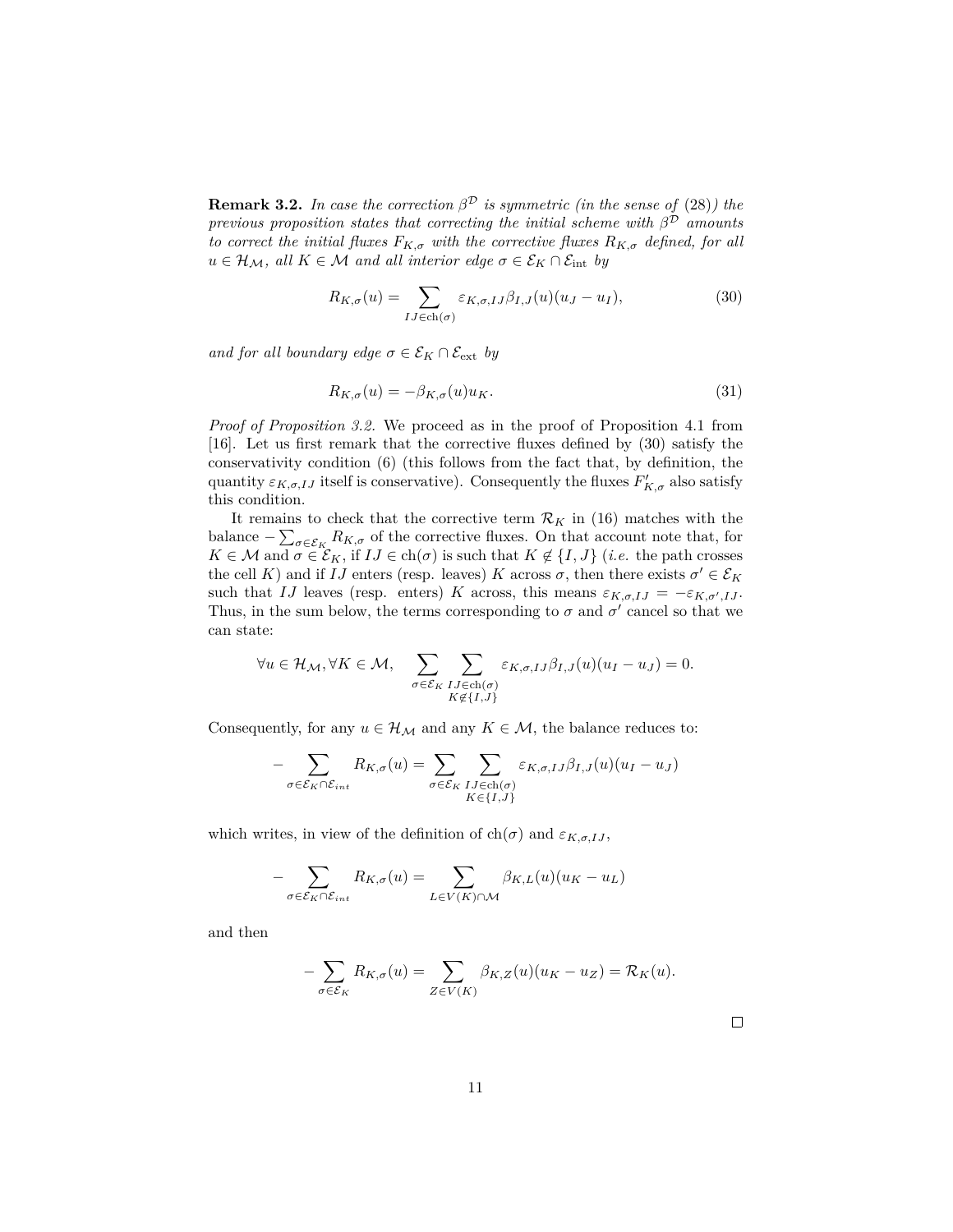**Remark 3.2.** *In case the correction $\beta^{\mathcal{D}}$ is symmetric (in the sense of* (28)*) the previous proposition states that correcting the initial scheme with $\beta^{\mathcal{D}}$ amounts to correct the initial fluxes $F_{K,\sigma}$ with the corrective fluxes $R_{K,\sigma}$ defined, for all $u \in \mathcal{H}_{\mathcal{M}}$, all $K \in \mathcal{M}$ and all interior edge $\sigma \in \mathcal{E}_K \cap \mathcal{E}_{\rm int}$ by*

$$R_{K,\sigma}(u) = \sum_{IJ \in \mathrm{ch}(\sigma)} \varepsilon_{K,\sigma,IJ} \beta_{I,J}(u)(u_J - u_I), \tag{30}$$

*and for all boundary edge $\sigma \in \mathcal{E}_K \cap \mathcal{E}_{\rm ext}$ by*

$$R_{K,\sigma}(u) = -\beta_{K,\sigma}(u) u_K. \tag{31}$$

*Proof of Proposition 3.2.* We proceed as in the proof of Proposition 4.1 from [16]. Let us first remark that the corrective fluxes defined by (30) satisfy the conservativity condition (6) (this follows from the fact that, by definition, the quantity $\varepsilon_{K,\sigma,IJ}$ itself is conservative). Consequently the fluxes $F'_{K,\sigma}$ also satisfy this condition.

It remains to check that the corrective term $\mathcal{R}_K$ in (16) matches with the balance $-\sum_{\sigma\in\mathcal{E}_K} R_{K,\sigma}$ of the corrective fluxes. On that account note that, for $K \in \mathcal{M}$ and $\sigma \in \mathcal{E}_K$, if $IJ \in \mathrm{ch}(\sigma)$ is such that $K \notin \{I, J\}$ (*i.e.* the path crosses the cell $K$) and if $IJ$ enters (resp. leaves) $K$ across $\sigma$, then there exists $\sigma' \in \mathcal{E}_K$ such that $IJ$ leaves (resp. enters) $K$ across, this means $\varepsilon_{K,\sigma,IJ} = -\varepsilon_{K,\sigma',IJ}$. Thus, in the sum below, the terms corresponding to $\sigma$ and $\sigma'$ cancel so that we can state:

$$\forall u \in \mathcal{H}_{\mathcal{M}}, \forall K \in \mathcal{M}, \quad \sum_{\sigma\in\mathcal{E}_K} \sum_{\substack{IJ\in \mathrm{ch}(\sigma)\\ K\notin\{I,J\}}} \varepsilon_{K,\sigma,IJ}\beta_{I,J}(u)(u_I - u_J) = 0.$$

Consequently, for any $u \in \mathcal{H}_{\mathcal{M}}$ and any $K \in \mathcal{M}$, the balance reduces to:

$$-\sum_{\sigma\in\mathcal{E}_K\cap\mathcal{E}_{int}} R_{K,\sigma}(u) = \sum_{\sigma\in\mathcal{E}_K} \sum_{\substack{IJ\in \mathrm{ch}(\sigma)\\ K\in\{I,J\}}} \varepsilon_{K,\sigma,IJ}\beta_{I,J}(u)(u_I - u_J)$$

which writes, in view of the definition of $\mathrm{ch}(\sigma)$ and $\varepsilon_{K,\sigma,IJ}$,

$$-\sum_{\sigma\in\mathcal{E}_K\cap\mathcal{E}_{int}} R_{K,\sigma}(u) = \sum_{L\in V(K)\cap\mathcal{M}} \beta_{K,L}(u)(u_K - u_L)$$

and then

$$-\sum_{\sigma\in\mathcal{E}_K} R_{K,\sigma}(u) = \sum_{Z\in V(K)} \beta_{K,Z}(u)(u_K - u_Z) = \mathcal{R}_K(u).$$

$\square$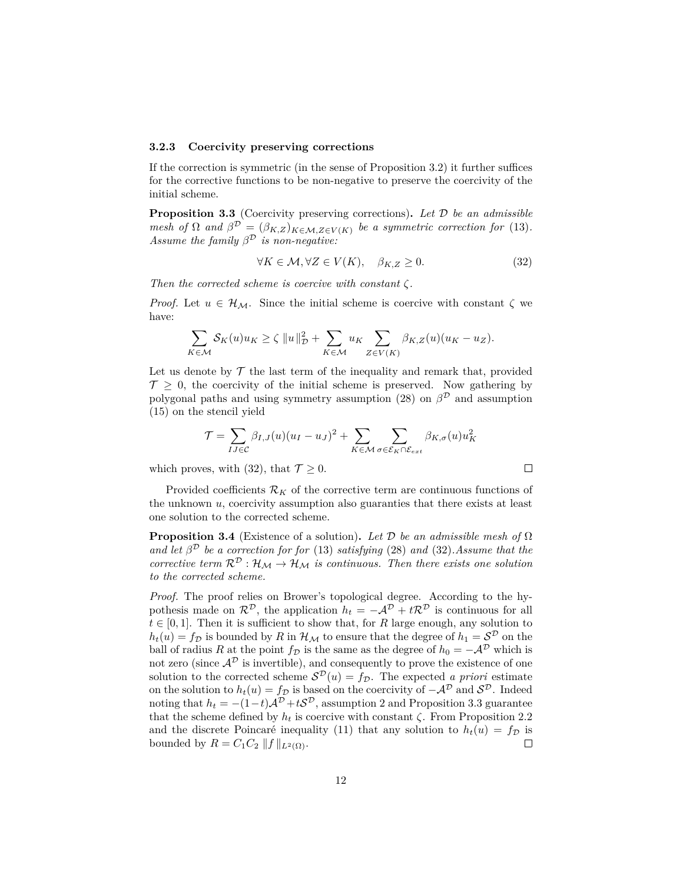### 3.2.3 Coercivity preserving corrections

If the correction is symmetric (in the sense of Proposition 3.2) it further suffices for the corrective functions to be non-negative to preserve the coercivity of the initial scheme.

**Proposition 3.3** (Coercivity preserving corrections)**.** *Let $\mathcal{D}$ be an admissible mesh of $\Omega$ and $\beta^{\mathcal{D}} = (\beta_{K,Z})_{K\in\mathcal{M},Z\in V(K)}$ be a symmetric correction for* (13)*. Assume the family $\beta^{\mathcal{D}}$ is non-negative:*

$$\forall K \in \mathcal{M}, \forall Z \in V(K), \quad \beta_{K,Z} \geq 0. \tag{32}$$

*Then the corrected scheme is coercive with constant $\zeta$.*

*Proof.* Let $u \in \mathcal{H}_{\mathcal{M}}$. Since the initial scheme is coercive with constant $\zeta$ we have:

$$\sum_{K\in\mathcal{M}} \mathcal{S}_K(u)u_K \geq \zeta \, \|u\|_{\mathcal{D}}^2 + \sum_{K\in\mathcal{M}} u_K \sum_{Z\in V(K)} \beta_{K,Z}(u)(u_K - u_Z).$$

Let us denote by $\mathcal{T}$ the last term of the inequality and remark that, provided $\mathcal{T} \geq 0$, the coercivity of the initial scheme is preserved. Now gathering by polygonal paths and using symmetry assumption (28) on $\beta^{\mathcal{D}}$ and assumption (15) on the stencil yield

$$\mathcal{T} = \sum_{IJ\in\mathcal{C}} \beta_{I,J}(u)(u_I - u_J)^2 + \sum_{K\in\mathcal{M}} \sum_{\sigma\in\mathcal{E}_K\cap\mathcal{E}_{ext}} \beta_{K,\sigma}(u)u_K^2$$

which proves, with (32), that $\mathcal{T} \geq 0$. $\square$

Provided coefficients $\mathcal{R}_K$ of the corrective term are continuous functions of the unknown $u$, coercivity assumption also guaranties that there exists at least one solution to the corrected scheme.

**Proposition 3.4** (Existence of a solution)**.** *Let $\mathcal{D}$ be an admissible mesh of $\Omega$ and let $\beta^{\mathcal{D}}$ be a correction for for* (13) *satisfying* (28) *and* (32)*.Assume that the corrective term $\mathcal{R}^{\mathcal{D}} : \mathcal{H}_{\mathcal{M}} \to \mathcal{H}_{\mathcal{M}}$ is continuous. Then there exists one solution to the corrected scheme.*

*Proof.* The proof relies on Brower's topological degree. According to the hypothesis made on $\mathcal{R}^{\mathcal{D}}$, the application $h_t = -\mathcal{A}^{\mathcal{D}} + t\mathcal{R}^{\mathcal{D}}$ is continuous for all $t \in [0, 1]$. Then it is sufficient to show that, for $R$ large enough, any solution to $h_t(u) = f_{\mathcal{D}}$ is bounded by $R$ in $\mathcal{H}_{\mathcal{M}}$ to ensure that the degree of $h_1 = \mathcal{S}^{\mathcal{D}}$ on the ball of radius $R$ at the point $f_{\mathcal{D}}$ is the same as the degree of $h_0 = -\mathcal{A}^{\mathcal{D}}$ which is not zero (since $\mathcal{A}^{\mathcal{D}}$ is invertible), and consequently to prove the existence of one solution to the corrected scheme $\mathcal{S}^{\mathcal{D}}(u) = f_{\mathcal{D}}$. The expected *a priori* estimate on the solution to $h_t(u) = f_{\mathcal{D}}$ is based on the coercivity of $-\mathcal{A}^{\mathcal{D}}$ and $\mathcal{S}^{\mathcal{D}}$. Indeed noting that $h_t = -(1-t)\mathcal{A}^{\mathcal{D}} + t\mathcal{S}^{\mathcal{D}}$, assumption 2 and Proposition 3.3 guarantee that the scheme defined by $h_t$ is coercive with constant $\zeta$. From Proposition 2.2 and the discrete Poincaré inequality (11) that any solution to $h_t(u) = f_{\mathcal{D}}$ is bounded by $R = C_1 C_2 \, \|f\|_{L^2(\Omega)}$. $\square$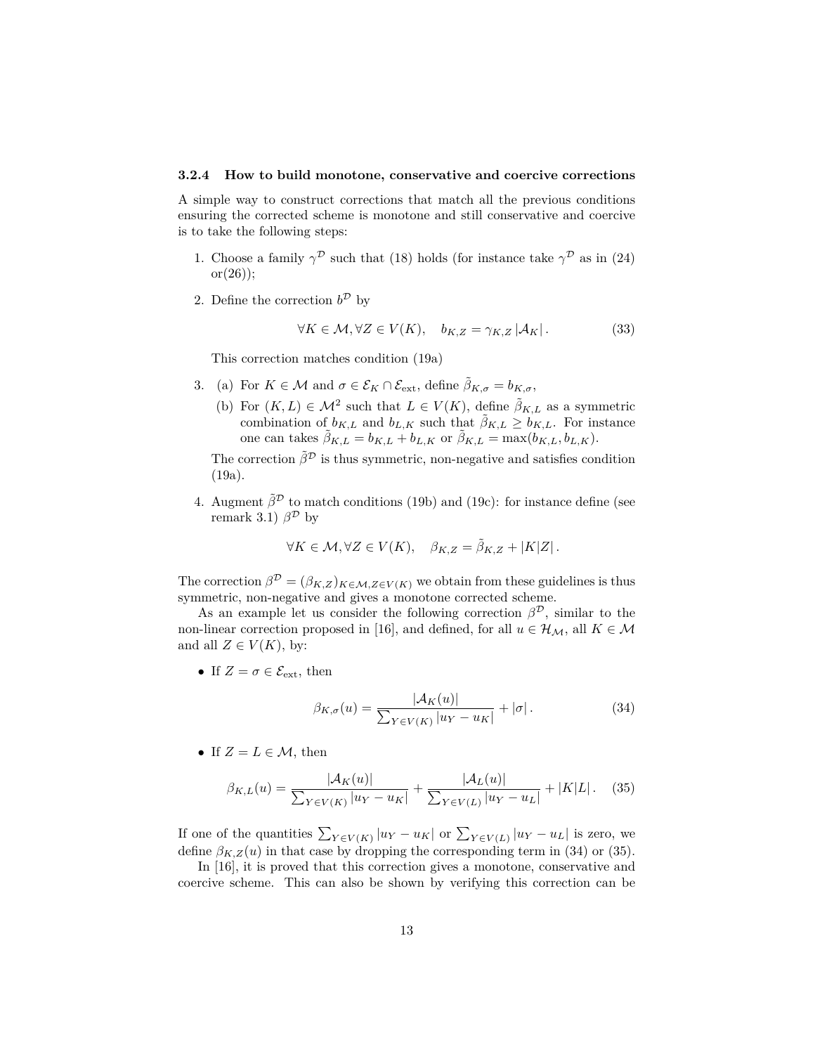### 3.2.4 How to build monotone, conservative and coercive corrections

A simple way to construct corrections that match all the previous conditions ensuring the corrected scheme is monotone and still conservative and coercive is to take the following steps:

1. Choose a family $\gamma^{\mathcal{D}}$ such that (18) holds (for instance take $\gamma^{\mathcal{D}}$ as in (24) or(26));

2. Define the correction $b^{\mathcal{D}}$ by

$$\forall K \in \mathcal{M}, \forall Z \in V(K), \quad b_{K,Z} = \gamma_{K,Z} \, |\mathcal{A}_K| \,. \tag{33}$$

   This correction matches condition (19a)

3. (a) For $K \in \mathcal{M}$ and $\sigma \in \mathcal{E}_K \cap \mathcal{E}_{\text{ext}}$, define $\tilde{\beta}_{K,\sigma} = b_{K,\sigma}$,

   (b) For $(K, L) \in \mathcal{M}^2$ such that $L \in V(K)$, define $\tilde{\beta}_{K,L}$ as a symmetric combination of $b_{K,L}$ and $b_{L,K}$ such that $\tilde{\beta}_{K,L} \geq b_{K,L}$. For instance one can takes $\tilde{\beta}_{K,L} = b_{K,L} + b_{L,K}$ or $\tilde{\beta}_{K,L} = \max(b_{K,L}, b_{L,K})$.

   The correction $\tilde{\beta}^{\mathcal{D}}$ is thus symmetric, non-negative and satisfies condition (19a).

4. Augment $\tilde{\beta}^{\mathcal{D}}$ to match conditions (19b) and (19c): for instance define (see remark 3.1) $\beta^{\mathcal{D}}$ by

$$\forall K \in \mathcal{M}, \forall Z \in V(K), \quad \beta_{K,Z} = \tilde{\beta}_{K,Z} + |K|Z| \,.$$

The correction $\beta^{\mathcal{D}} = (\beta_{K,Z})_{K \in \mathcal{M}, Z \in V(K)}$ we obtain from these guidelines is thus symmetric, non-negative and gives a monotone corrected scheme.

As an example let us consider the following correction $\beta^{\mathcal{D}}$, similar to the non-linear correction proposed in [16], and defined, for all $u \in \mathcal{H}_{\mathcal{M}}$, all $K \in \mathcal{M}$ and all $Z \in V(K)$, by:

- If $Z = \sigma \in \mathcal{E}_{\text{ext}}$, then

$$\beta_{K,\sigma}(u) = \frac{|\mathcal{A}_K(u)|}{\sum_{Y \in V(K)} |u_Y - u_K|} + |\sigma| \,. \tag{34}$$

- If $Z = L \in \mathcal{M}$, then

$$\beta_{K,L}(u) = \frac{|\mathcal{A}_K(u)|}{\sum_{Y \in V(K)} |u_Y - u_K|} + \frac{|\mathcal{A}_L(u)|}{\sum_{Y \in V(L)} |u_Y - u_L|} + |K|L| \,. \tag{35}$$

If one of the quantities $\sum_{Y \in V(K)} |u_Y - u_K|$ or $\sum_{Y \in V(L)} |u_Y - u_L|$ is zero, we define $\beta_{K,Z}(u)$ in that case by dropping the corresponding term in (34) or (35).

In [16], it is proved that this correction gives a monotone, conservative and coercive scheme. This can also be shown by verifying this correction can be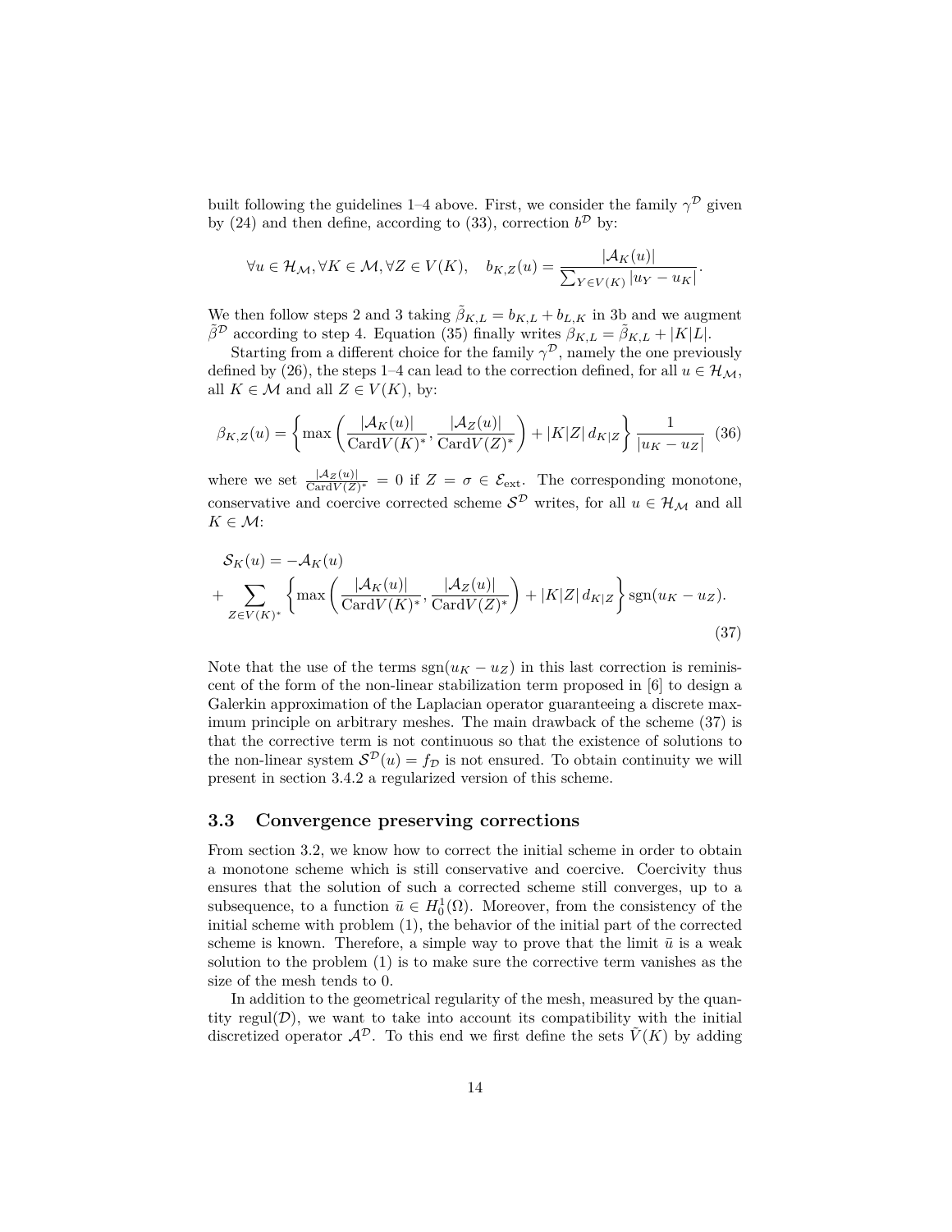built following the guidelines 1–4 above. First, we consider the family $\gamma^{\mathcal{D}}$ given by (24) and then define, according to (33), correction $b^{\mathcal{D}}$ by:

$$\forall u \in \mathcal{H}_{\mathcal{M}}, \forall K \in \mathcal{M}, \forall Z \in V(K), \quad b_{K,Z}(u) = \frac{|\mathcal{A}_K(u)|}{\sum_{Y \in V(K)} |u_Y - u_K|}.$$

We then follow steps 2 and 3 taking $\tilde{\beta}_{K,L} = b_{K,L} + b_{L,K}$ in 3b and we augment $\tilde{\beta}^{\mathcal{D}}$ according to step 4. Equation (35) finally writes $\beta_{K,L} = \tilde{\beta}_{K,L} + |K|L|$.

Starting from a different choice for the family $\gamma^{\mathcal{D}}$, namely the one previously defined by (26), the steps 1–4 can lead to the correction defined, for all $u \in \mathcal{H}_{\mathcal{M}}$, all $K \in \mathcal{M}$ and all $Z \in V(K)$, by:

$$\beta_{K,Z}(u) = \left\{ \max\left( \frac{|\mathcal{A}_K(u)|}{\mathrm{Card} V(K)^*}, \frac{|\mathcal{A}_Z(u)|}{\mathrm{Card} V(Z)^*} \right) + |K|Z|\, d_{K|Z} \right\} \frac{1}{|u_K - u_Z|} \tag{36}$$

where we set $\frac{|\mathcal{A}_Z(u)|}{\mathrm{Card} V(Z)^*} = 0$ if $Z = \sigma \in \mathcal{E}_{\mathrm{ext}}$. The corresponding monotone, conservative and coercive corrected scheme $\mathcal{S}^{\mathcal{D}}$ writes, for all $u \in \mathcal{H}_{\mathcal{M}}$ and all $K \in \mathcal{M}$:

$$\begin{aligned} &\mathcal{S}_K(u) = -\mathcal{A}_K(u) \\ &+ \sum_{Z \in V(K)^*} \left\{ \max\left( \frac{|\mathcal{A}_K(u)|}{\mathrm{Card} V(K)^*}, \frac{|\mathcal{A}_Z(u)|}{\mathrm{Card} V(Z)^*} \right) + |K|Z|\, d_{K|Z} \right\} \mathrm{sgn}(u_K - u_Z). \end{aligned} \tag{37}$$

Note that the use of the terms $\mathrm{sgn}(u_K - u_Z)$ in this last correction is reminiscent of the form of the non-linear stabilization term proposed in [6] to design a Galerkin approximation of the Laplacian operator guaranteeing a discrete maximum principle on arbitrary meshes. The main drawback of the scheme (37) is that the corrective term is not continuous so that the existence of solutions to the non-linear system $\mathcal{S}^{\mathcal{D}}(u) = f_{\mathcal{D}}$ is not ensured. To obtain continuity we will present in section 3.4.2 a regularized version of this scheme.

### 3.3 Convergence preserving corrections

From section 3.2, we know how to correct the initial scheme in order to obtain a monotone scheme which is still conservative and coercive. Coercivity thus ensures that the solution of such a corrected scheme still converges, up to a subsequence, to a function $\bar{u} \in H_0^1(\Omega)$. Moreover, from the consistency of the initial scheme with problem (1), the behavior of the initial part of the corrected scheme is known. Therefore, a simple way to prove that the limit $\bar{u}$ is a weak solution to the problem (1) is to make sure the corrective term vanishes as the size of the mesh tends to 0.

In addition to the geometrical regularity of the mesh, measured by the quantity $\mathrm{regul}(\mathcal{D})$, we want to take into account its compatibility with the initial discretized operator $\mathcal{A}^{\mathcal{D}}$. To this end we first define the sets $\tilde{V}(K)$ by adding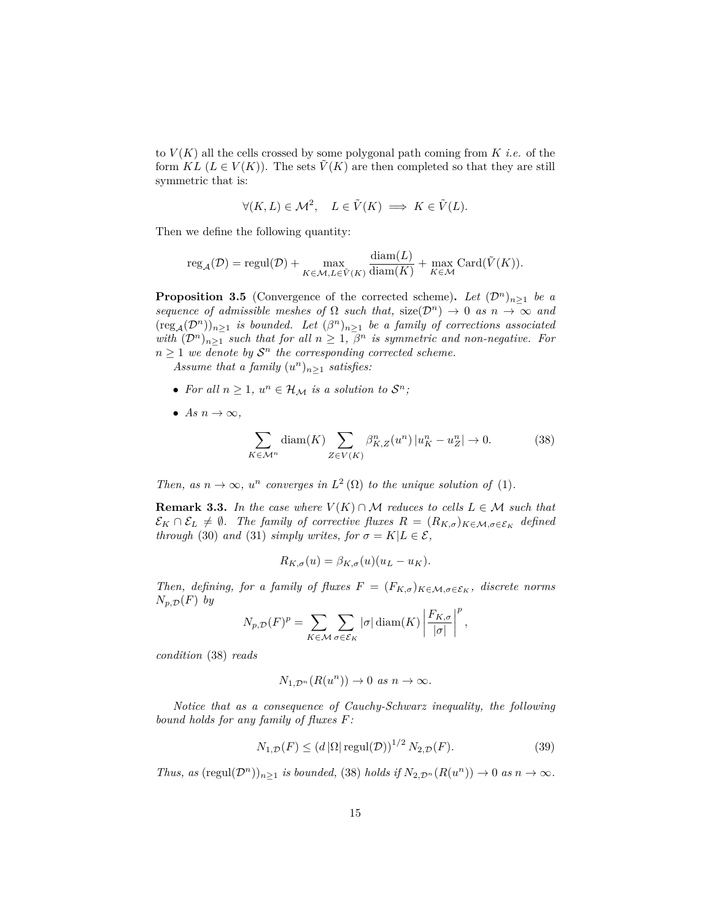to $V(K)$ all the cells crossed by some polygonal path coming from $K$ *i.e.* of the form $KL$ ($L \in V(K)$). The sets $\tilde{V}(K)$ are then completed so that they are still symmetric that is:

$$\forall (K, L) \in \mathcal{M}^2, \quad L \in \tilde{V}(K) \implies K \in \tilde{V}(L).$$

Then we define the following quantity:

$$\operatorname{reg}_{\mathcal{A}}(\mathcal{D}) = \operatorname{regul}(\mathcal{D}) + \max_{K \in \mathcal{M}, L \in \tilde{V}(K)} \frac{\operatorname{diam}(L)}{\operatorname{diam}(K)} + \max_{K \in \mathcal{M}} \operatorname{Card}(\tilde{V}(K)).$$

**Proposition 3.5** (Convergence of the corrected scheme). *Let $(\mathcal{D}^n)_{n \geq 1}$ be a sequence of admissible meshes of $\Omega$ such that, $\operatorname{size}(\mathcal{D}^n) \to 0$ as $n \to \infty$ and $(\operatorname{reg}_{\mathcal{A}}(\mathcal{D}^n))_{n \geq 1}$ is bounded. Let $(\beta^n)_{n \geq 1}$ be a family of corrections associated with $(\mathcal{D}^n)_{n \geq 1}$ such that for all $n \geq 1$, $\beta^n$ is symmetric and non-negative. For $n \geq 1$ we denote by $\mathcal{S}^n$ the corresponding corrected scheme.*

*Assume that a family $(u^n)_{n \geq 1}$ satisfies:*

- *For all $n \geq 1$, $u^n \in \mathcal{H}_{\mathcal{M}}$ is a solution to $\mathcal{S}^n$;*
- *As $n \to \infty$,*

$$\sum_{K \in \mathcal{M}^n} \operatorname{diam}(K) \sum_{Z \in V(K)} \beta^n_{K,Z}(u^n) \, |u^n_K - u^n_Z| \to 0. \tag{38}$$

*Then, as $n \to \infty$, $u^n$ converges in $L^2(\Omega)$ to the unique solution of (1).*

**Remark 3.3.** *In the case where $V(K) \cap \mathcal{M}$ reduces to cells $L \in \mathcal{M}$ such that $\mathcal{E}_K \cap \mathcal{E}_L \neq \emptyset$. The family of corrective fluxes $R = (R_{K,\sigma})_{K \in \mathcal{M}, \sigma \in \mathcal{E}_K}$ defined through (30) and (31) simply writes, for $\sigma = K|L \in \mathcal{E}$,*

$$R_{K,\sigma}(u) = \beta_{K,\sigma}(u)(u_L - u_K).$$

*Then, defining, for a family of fluxes $F = (F_{K,\sigma})_{K \in \mathcal{M}, \sigma \in \mathcal{E}_K}$, discrete norms $N_{p,\mathcal{D}}(F)$ by*

$$N_{p,\mathcal{D}}(F)^p = \sum_{K \in \mathcal{M}} \sum_{\sigma \in \mathcal{E}_K} |\sigma| \operatorname{diam}(K) \left| \frac{F_{K,\sigma}}{|\sigma|} \right|^p,$$

*condition (38) reads*

$$N_{1,\mathcal{D}^n}(R(u^n)) \to 0 \text{ as } n \to \infty.$$

*Notice that as a consequence of Cauchy-Schwarz inequality, the following bound holds for any family of fluxes $F$:*

$$N_{1,\mathcal{D}}(F) \leq (d \, |\Omega| \operatorname{regul}(\mathcal{D}))^{1/2} \, N_{2,\mathcal{D}}(F). \tag{39}$$

*Thus, as $(\operatorname{regul}(\mathcal{D}^n))_{n \geq 1}$ is bounded, (38) holds if $N_{2,\mathcal{D}^n}(R(u^n)) \to 0$ as $n \to \infty$.*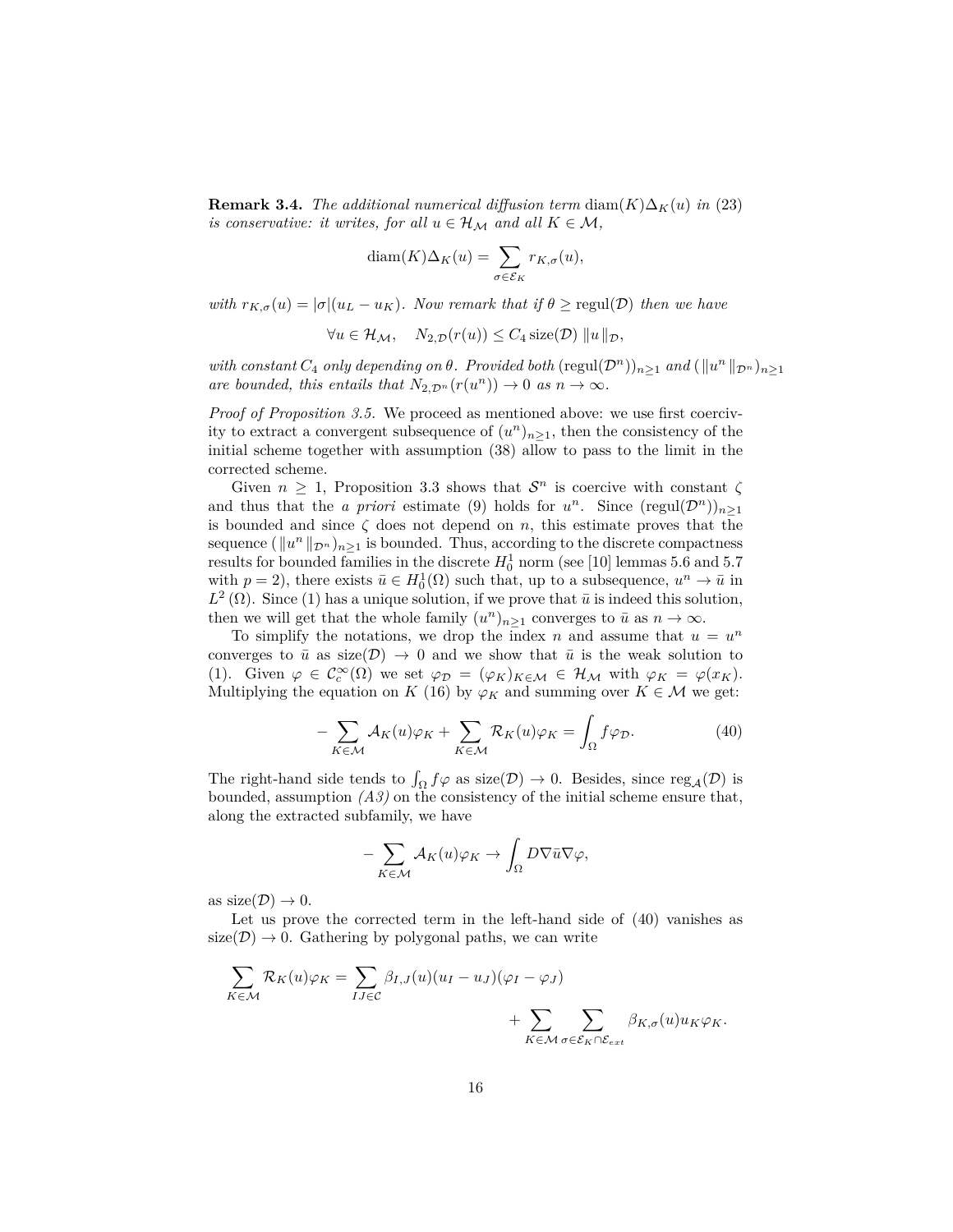**Remark 3.4.** *The additional numerical diffusion term* $\mathrm{diam}(K)\Delta_K(u)$ *in* (23) *is conservative: it writes, for all* $u \in \mathcal{H}_\mathcal{M}$ *and all* $K \in \mathcal{M}$*,*

$$\mathrm{diam}(K)\Delta_K(u) = \sum_{\sigma \in \mathcal{E}_K} r_{K,\sigma}(u),$$

*with* $r_{K,\sigma}(u) = |\sigma|(u_L - u_K)$*. Now remark that if* $\theta \geq \mathrm{regul}(\mathcal{D})$ *then we have*

$$\forall u \in \mathcal{H}_\mathcal{M}, \quad N_{2,\mathcal{D}}(r(u)) \leq C_4 \,\mathrm{size}(\mathcal{D}) \, \|u\|_\mathcal{D},$$

*with constant* $C_4$ *only depending on* $\theta$*. Provided both* $(\mathrm{regul}(\mathcal{D}^n))_{n\geq 1}$ *and* $(\|u^n\|_{\mathcal{D}^n})_{n\geq 1}$ *are bounded, this entails that* $N_{2,\mathcal{D}^n}(r(u^n)) \to 0$ *as* $n \to \infty$*.*

*Proof of Proposition 3.5.* We proceed as mentioned above: we use first coercivity to extract a convergent subsequence of $(u^n)_{n\geq 1}$, then the consistency of the initial scheme together with assumption (38) allow to pass to the limit in the corrected scheme.

Given $n \geq 1$, Proposition 3.3 shows that $\mathcal{S}^n$ is coercive with constant $\zeta$ and thus that the *a priori* estimate (9) holds for $u^n$. Since $(\mathrm{regul}(\mathcal{D}^n))_{n\geq 1}$ is bounded and since $\zeta$ does not depend on $n$, this estimate proves that the sequence $(\|u^n\|_{\mathcal{D}^n})_{n\geq 1}$ is bounded. Thus, according to the discrete compactness results for bounded families in the discrete $H^1_0$ norm (see [10] lemmas 5.6 and 5.7 with $p = 2$), there exists $\bar{u} \in H^1_0(\Omega)$ such that, up to a subsequence, $u^n \to \bar{u}$ in $L^2(\Omega)$. Since (1) has a unique solution, if we prove that $\bar{u}$ is indeed this solution, then we will get that the whole family $(u^n)_{n\geq 1}$ converges to $\bar{u}$ as $n \to \infty$.

To simplify the notations, we drop the index $n$ and assume that $u = u^n$ converges to $\bar{u}$ as $\mathrm{size}(\mathcal{D}) \to 0$ and we show that $\bar{u}$ is the weak solution to (1). Given $\varphi \in \mathcal{C}^\infty_c(\Omega)$ we set $\varphi_\mathcal{D} = (\varphi_K)_{K\in\mathcal{M}} \in \mathcal{H}_\mathcal{M}$ with $\varphi_K = \varphi(x_K)$. Multiplying the equation on $K$ (16) by $\varphi_K$ and summing over $K \in \mathcal{M}$ we get:

$$-\sum_{K\in\mathcal{M}} \mathcal{A}_K(u)\varphi_K + \sum_{K\in\mathcal{M}} \mathcal{R}_K(u)\varphi_K = \int_\Omega f\varphi_\mathcal{D}. \tag{40}$$

The right-hand side tends to $\int_\Omega f\varphi$ as $\mathrm{size}(\mathcal{D}) \to 0$. Besides, since $\mathrm{reg}_\mathcal{A}(\mathcal{D})$ is bounded, assumption *(A3)* on the consistency of the initial scheme ensure that, along the extracted subfamily, we have

$$-\sum_{K\in\mathcal{M}} \mathcal{A}_K(u)\varphi_K \to \int_\Omega D\nabla\bar{u}\nabla\varphi,$$

as $\mathrm{size}(\mathcal{D}) \to 0$.

Let us prove the corrected term in the left-hand side of (40) vanishes as $\mathrm{size}(\mathcal{D}) \to 0$. Gathering by polygonal paths, we can write

$$\sum_{K\in\mathcal{M}} \mathcal{R}_K(u)\varphi_K = \sum_{IJ\in\mathcal{C}} \beta_{I,J}(u)(u_I - u_J)(\varphi_I - \varphi_J) + \sum_{K\in\mathcal{M}} \sum_{\sigma\in\mathcal{E}_K\cap\mathcal{E}_{ext}} \beta_{K,\sigma}(u)u_K\varphi_K.$$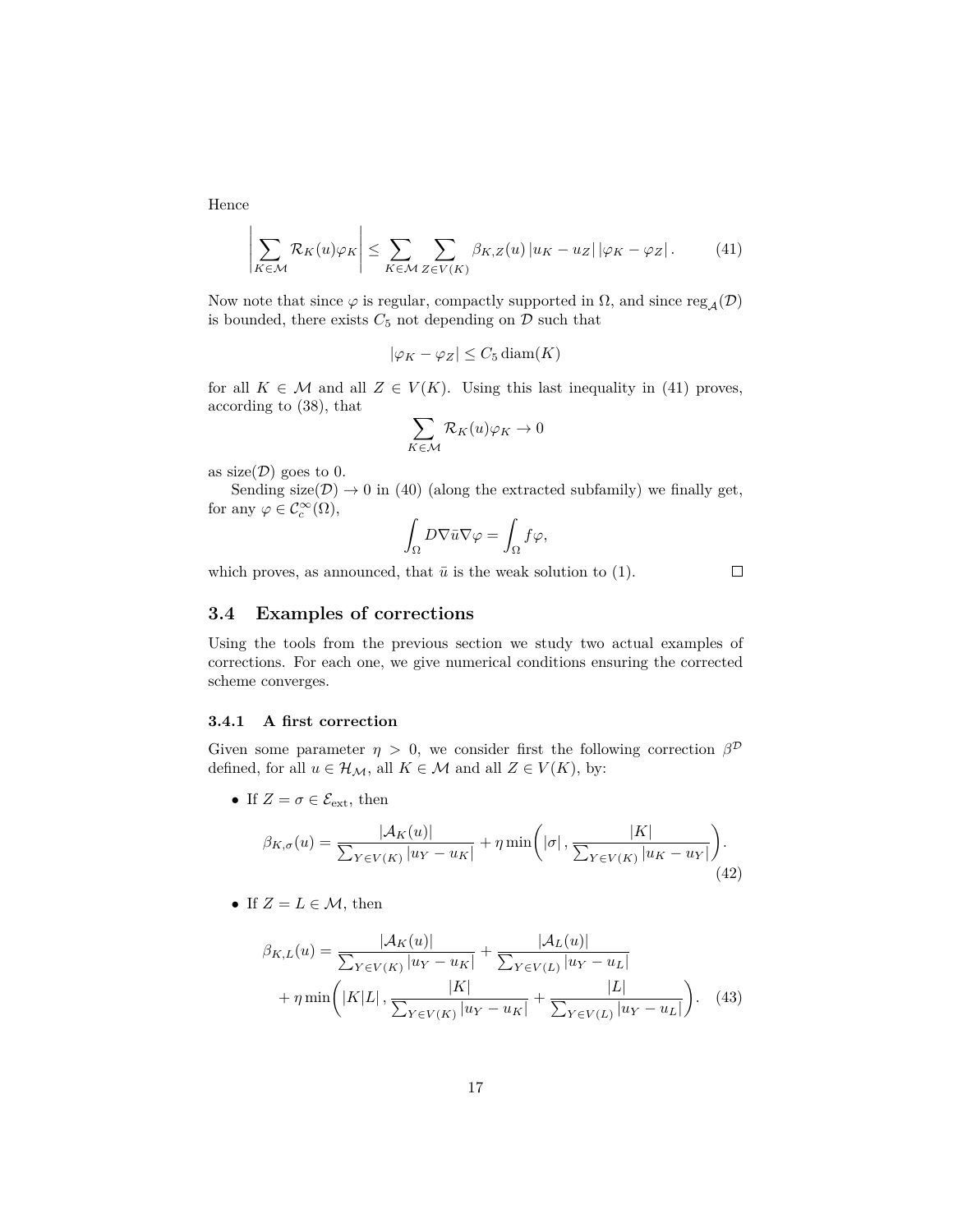Hence

$$\left|\sum_{K\in\mathcal{M}} \mathcal{R}_K(u)\varphi_K\right| \leq \sum_{K\in\mathcal{M}}\sum_{Z\in V(K)} \beta_{K,Z}(u)\,|u_K - u_Z|\,|\varphi_K - \varphi_Z|\,. \tag{41}$$

Now note that since $\varphi$ is regular, compactly supported in $\Omega$, and since $\mathrm{reg}_{\mathcal{A}}(\mathcal{D})$ is bounded, there exists $C_5$ not depending on $\mathcal{D}$ such that

$$|\varphi_K - \varphi_Z| \leq C_5 \,\mathrm{diam}(K)$$

for all $K \in \mathcal{M}$ and all $Z \in V(K)$. Using this last inequality in (41) proves, according to (38), that

$$\sum_{K\in\mathcal{M}} \mathcal{R}_K(u)\varphi_K \to 0$$

as $\mathrm{size}(\mathcal{D})$ goes to 0.

Sending $\mathrm{size}(\mathcal{D}) \to 0$ in (40) (along the extracted subfamily) we finally get, for any $\varphi \in \mathcal{C}_c^\infty(\Omega)$,

$$\int_\Omega D\nabla\bar{u}\nabla\varphi = \int_\Omega f\varphi,$$

which proves, as announced, that $\bar{u}$ is the weak solution to (1). □

## 3.4 Examples of corrections

Using the tools from the previous section we study two actual examples of corrections. For each one, we give numerical conditions ensuring the corrected scheme converges.

### 3.4.1 A first correction

Given some parameter $\eta > 0$, we consider first the following correction $\beta^{\mathcal{D}}$ defined, for all $u \in \mathcal{H}_{\mathcal{M}}$, all $K \in \mathcal{M}$ and all $Z \in V(K)$, by:

- If $Z = \sigma \in \mathcal{E}_{\mathrm{ext}}$, then

$$\beta_{K,\sigma}(u) = \frac{|\mathcal{A}_K(u)|}{\sum_{Y\in V(K)} |u_Y - u_K|} + \eta \min\left(|\sigma|\,, \frac{|K|}{\sum_{Y\in V(K)} |u_K - u_Y|}\right). \tag{42}$$

- If $Z = L \in \mathcal{M}$, then

$$\begin{aligned}\beta_{K,L}(u) = {} & \frac{|\mathcal{A}_K(u)|}{\sum_{Y\in V(K)} |u_Y - u_K|} + \frac{|\mathcal{A}_L(u)|}{\sum_{Y\in V(L)} |u_Y - u_L|} \\ & + \eta \min\left(|K|L|\,, \frac{|K|}{\sum_{Y\in V(K)} |u_Y - u_K|} + \frac{|L|}{\sum_{Y\in V(L)} |u_Y - u_L|}\right).\end{aligned} \tag{43}$$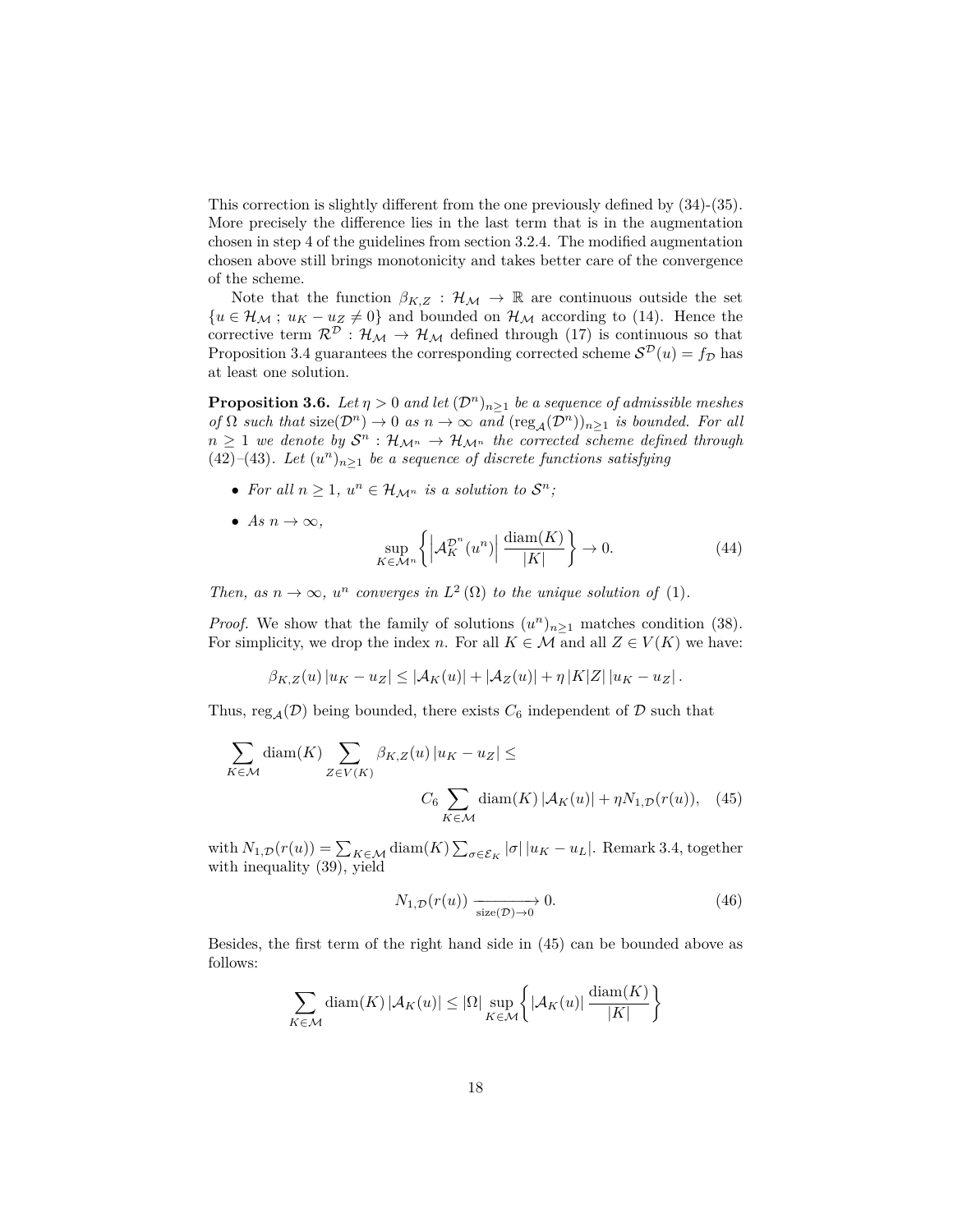This correction is slightly different from the one previously defined by (34)-(35). More precisely the difference lies in the last term that is in the augmentation chosen in step 4 of the guidelines from section 3.2.4. The modified augmentation chosen above still brings monotonicity and takes better care of the convergence of the scheme.

Note that the function $\beta_{K,Z} : \mathcal{H}_{\mathcal{M}} \to \mathbb{R}$ are continuous outside the set $\{u \in \mathcal{H}_{\mathcal{M}} \; ; \; u_K - u_Z \neq 0\}$ and bounded on $\mathcal{H}_{\mathcal{M}}$ according to (14). Hence the corrective term $\mathcal{R}^{\mathcal{D}} : \mathcal{H}_{\mathcal{M}} \to \mathcal{H}_{\mathcal{M}}$ defined through (17) is continuous so that Proposition 3.4 guarantees the corresponding corrected scheme $\mathcal{S}^{\mathcal{D}}(u) = f_{\mathcal{D}}$ has at least one solution.

**Proposition 3.6.** *Let $\eta > 0$ and let $(\mathcal{D}^n)_{n\geq 1}$ be a sequence of admissible meshes of $\Omega$ such that $\mathrm{size}(\mathcal{D}^n) \to 0$ as $n \to \infty$ and $(\mathrm{reg}_{\mathcal{A}}(\mathcal{D}^n))_{n\geq 1}$ is bounded. For all $n \geq 1$ we denote by $\mathcal{S}^n : \mathcal{H}_{\mathcal{M}^n} \to \mathcal{H}_{\mathcal{M}^n}$ the corrected scheme defined through (42)–(43). Let $(u^n)_{n\geq 1}$ be a sequence of discrete functions satisfying*

- *For all $n \geq 1$, $u^n \in \mathcal{H}_{\mathcal{M}^n}$ is a solution to $\mathcal{S}^n$;*
- *As $n \to \infty$,*

$$\sup_{K \in \mathcal{M}^n} \left\{ \left| \mathcal{A}_K^{\mathcal{D}^n}(u^n) \right| \frac{\mathrm{diam}(K)}{|K|} \right\} \to 0. \tag{44}$$

*Then, as $n \to \infty$, $u^n$ converges in $L^2(\Omega)$ to the unique solution of (1).*

*Proof.* We show that the family of solutions $(u^n)_{n\geq 1}$ matches condition (38). For simplicity, we drop the index $n$. For all $K \in \mathcal{M}$ and all $Z \in V(K)$ we have:

$$\beta_{K,Z}(u) \, |u_K - u_Z| \leq |\mathcal{A}_K(u)| + |\mathcal{A}_Z(u)| + \eta \, |K|Z| \, |u_K - u_Z| \, .$$

Thus, $\mathrm{reg}_{\mathcal{A}}(\mathcal{D})$ being bounded, there exists $C_6$ independent of $\mathcal{D}$ such that

$$\sum_{K \in \mathcal{M}} \mathrm{diam}(K) \sum_{Z \in V(K)} \beta_{K,Z}(u) \, |u_K - u_Z| \leq \\ C_6 \sum_{K \in \mathcal{M}} \mathrm{diam}(K) \, |\mathcal{A}_K(u)| + \eta N_{1,\mathcal{D}}(r(u)), \tag{45}$$

with $N_{1,\mathcal{D}}(r(u)) = \sum_{K \in \mathcal{M}} \mathrm{diam}(K) \sum_{\sigma \in \mathcal{E}_K} |\sigma| \, |u_K - u_L|$. Remark 3.4, together with inequality (39), yield

$$N_{1,\mathcal{D}}(r(u)) \xrightarrow[\mathrm{size}(\mathcal{D}) \to 0]{} 0. \tag{46}$$

Besides, the first term of the right hand side in (45) can be bounded above as follows:

$$\sum_{K \in \mathcal{M}} \mathrm{diam}(K) \, |\mathcal{A}_K(u)| \leq |\Omega| \sup_{K \in \mathcal{M}} \left\{ |\mathcal{A}_K(u)| \, \frac{\mathrm{diam}(K)}{|K|} \right\}$$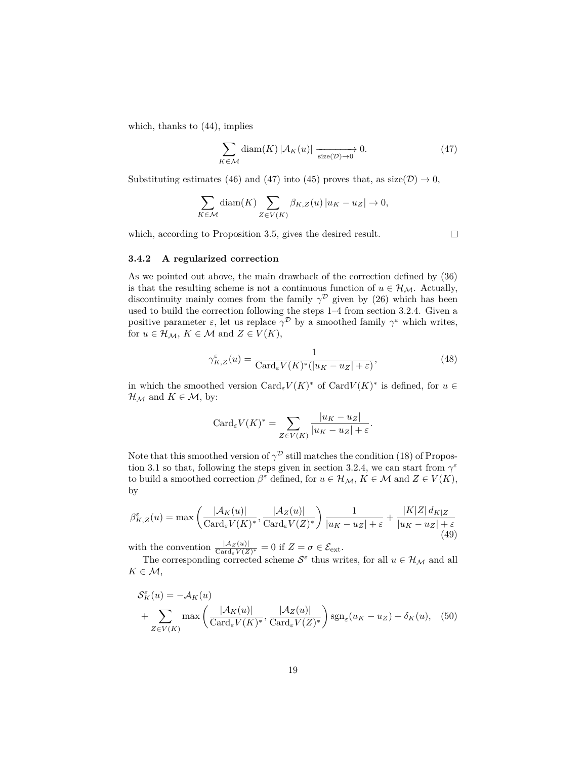which, thanks to (44), implies

$$\sum_{K\in\mathcal{M}} \operatorname{diam}(K)\,|\mathcal{A}_K(u)| \xrightarrow[\operatorname{size}(\mathcal{D})\to 0]{} 0. \tag{47}$$

Substituting estimates (46) and (47) into (45) proves that, as $\operatorname{size}(\mathcal{D}) \to 0$,

$$\sum_{K\in\mathcal{M}} \operatorname{diam}(K) \sum_{Z\in V(K)} \beta_{K,Z}(u)\,|u_K - u_Z| \to 0,$$

which, according to Proposition 3.5, gives the desired result. □

### 3.4.2 A regularized correction

As we pointed out above, the main drawback of the correction defined by (36) is that the resulting scheme is not a continuous function of $u \in \mathcal{H}_\mathcal{M}$. Actually, discontinuity mainly comes from the family $\gamma^\mathcal{D}$ given by (26) which has been used to build the correction following the steps 1–4 from section 3.2.4. Given a positive parameter $\varepsilon$, let us replace $\gamma^\mathcal{D}$ by a smoothed family $\gamma^\varepsilon$ which writes, for $u \in \mathcal{H}_\mathcal{M}$, $K \in \mathcal{M}$ and $Z \in V(K)$,

$$\gamma^\varepsilon_{K,Z}(u) = \frac{1}{\operatorname{Card}_\varepsilon V(K)^*(|u_K - u_Z| + \varepsilon)}, \tag{48}$$

in which the smoothed version $\operatorname{Card}_\varepsilon V(K)^*$ of $\operatorname{Card} V(K)^*$ is defined, for $u \in \mathcal{H}_\mathcal{M}$ and $K \in \mathcal{M}$, by:

$$\operatorname{Card}_\varepsilon V(K)^* = \sum_{Z\in V(K)} \frac{|u_K - u_Z|}{|u_K - u_Z| + \varepsilon}.$$

Note that this smoothed version of $\gamma^\mathcal{D}$ still matches the condition (18) of Propostion 3.1 so that, following the steps given in section 3.2.4, we can start from $\gamma^\varepsilon$ to build a smoothed correction $\beta^\varepsilon$ defined, for $u \in \mathcal{H}_\mathcal{M}$, $K \in \mathcal{M}$ and $Z \in V(K)$, by

$$\beta^\varepsilon_{K,Z}(u) = \max\left(\frac{|\mathcal{A}_K(u)|}{\operatorname{Card}_\varepsilon V(K)^*}, \frac{|\mathcal{A}_Z(u)|}{\operatorname{Card}_\varepsilon V(Z)^*}\right) \frac{1}{|u_K - u_Z| + \varepsilon} + \frac{|K|Z|\, d_{K|Z}}{|u_K - u_Z| + \varepsilon} \tag{49}$$

with the convention $\frac{|\mathcal{A}_Z(u)|}{\operatorname{Card}_\varepsilon V(Z)^*} = 0$ if $Z = \sigma \in \mathcal{E}_{\text{ext}}$.

The corresponding corrected scheme $\mathcal{S}^\varepsilon$ thus writes, for all $u \in \mathcal{H}_\mathcal{M}$ and all $K \in \mathcal{M}$,

$$\mathcal{S}^\varepsilon_K(u) = -\mathcal{A}_K(u) + \sum_{Z\in V(K)} \max\left(\frac{|\mathcal{A}_K(u)|}{\operatorname{Card}_\varepsilon V(K)^*}, \frac{|\mathcal{A}_Z(u)|}{\operatorname{Card}_\varepsilon V(Z)^*}\right) \operatorname{sgn}_\varepsilon(u_K - u_Z) + \delta_K(u), \tag{50}$$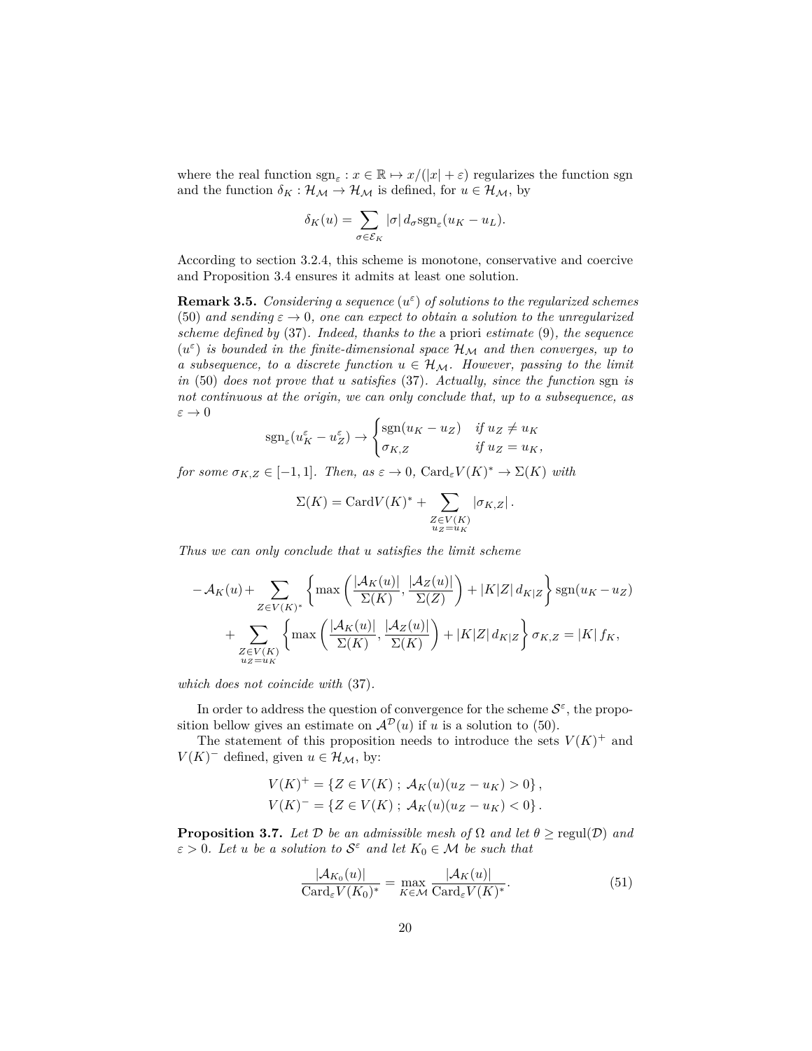where the real function $\mathrm{sgn}_\varepsilon : x \in \mathbb{R} \mapsto x/(|x| + \varepsilon)$ regularizes the function sgn and the function $\delta_K : \mathcal{H}_\mathcal{M} \to \mathcal{H}_\mathcal{M}$ is defined, for $u \in \mathcal{H}_\mathcal{M}$, by

$$\delta_K(u) = \sum_{\sigma \in \mathcal{E}_K} |\sigma| \, d_\sigma \mathrm{sgn}_\varepsilon(u_K - u_L).$$

According to section 3.2.4, this scheme is monotone, conservative and coercive and Proposition 3.4 ensures it admits at least one solution.

**Remark 3.5.** *Considering a sequence $(u^\varepsilon)$ of solutions to the regularized schemes* (50) *and sending $\varepsilon \to 0$, one can expect to obtain a solution to the unregularized scheme defined by* (37)*. Indeed, thanks to the* a priori *estimate* (9)*, the sequence $(u^\varepsilon)$ is bounded in the finite-dimensional space $\mathcal{H}_\mathcal{M}$ and then converges, up to a subsequence, to a discrete function $u \in \mathcal{H}_\mathcal{M}$. However, passing to the limit in* (50) *does not prove that $u$ satisfies* (37)*. Actually, since the function* sgn *is not continuous at the origin, we can only conclude that, up to a subsequence, as $\varepsilon \to 0$*

$$\mathrm{sgn}_\varepsilon(u_K^\varepsilon - u_Z^\varepsilon) \to \begin{cases} \mathrm{sgn}(u_K - u_Z) & \text{if } u_Z \neq u_K \\ \sigma_{K,Z} & \text{if } u_Z = u_K, \end{cases}$$

*for some $\sigma_{K,Z} \in [-1, 1]$. Then, as $\varepsilon \to 0$, $\mathrm{Card}_\varepsilon V(K)^* \to \Sigma(K)$ with*

$$\Sigma(K) = \mathrm{Card} V(K)^* + \sum_{\substack{Z \in V(K) \\ u_Z = u_K}} |\sigma_{K,Z}| \, .$$

*Thus we can only conclude that $u$ satisfies the limit scheme*

$$\begin{aligned} -\mathcal{A}_K(u) + &\sum_{Z \in V(K)^*} \left\{ \max\left( \frac{|\mathcal{A}_K(u)|}{\Sigma(K)}, \frac{|\mathcal{A}_Z(u)|}{\Sigma(Z)} \right) + |K|Z| \, d_{K|Z} \right\} \mathrm{sgn}(u_K - u_Z) \\ &+ \sum_{\substack{Z \in V(K) \\ u_Z = u_K}} \left\{ \max\left( \frac{|\mathcal{A}_K(u)|}{\Sigma(K)}, \frac{|\mathcal{A}_Z(u)|}{\Sigma(K)} \right) + |K|Z| \, d_{K|Z} \right\} \sigma_{K,Z} = |K| \, f_K, \end{aligned}$$

*which does not coincide with* (37)*.*

In order to address the question of convergence for the scheme $\mathcal{S}^\varepsilon$, the proposition bellow gives an estimate on $\mathcal{A}^\mathcal{D}(u)$ if $u$ is a solution to (50).

The statement of this proposition needs to introduce the sets $V(K)^+$ and $V(K)^-$ defined, given $u \in \mathcal{H}_\mathcal{M}$, by:

$$\begin{aligned} V(K)^+ &= \{ Z \in V(K) \; ; \; \mathcal{A}_K(u)(u_Z - u_K) > 0 \} \, , \\ V(K)^- &= \{ Z \in V(K) \; ; \; \mathcal{A}_K(u)(u_Z - u_K) < 0 \} \, . \end{aligned}$$

**Proposition 3.7.** *Let $\mathcal{D}$ be an admissible mesh of $\Omega$ and let $\theta \geq \mathrm{regul}(\mathcal{D})$ and $\varepsilon > 0$. Let $u$ be a solution to $\mathcal{S}^\varepsilon$ and let $K_0 \in \mathcal{M}$ be such that*

$$\frac{|\mathcal{A}_{K_0}(u)|}{\mathrm{Card}_\varepsilon V(K_0)^*} = \max_{K \in \mathcal{M}} \frac{|\mathcal{A}_K(u)|}{\mathrm{Card}_\varepsilon V(K)^*}. \tag{51}$$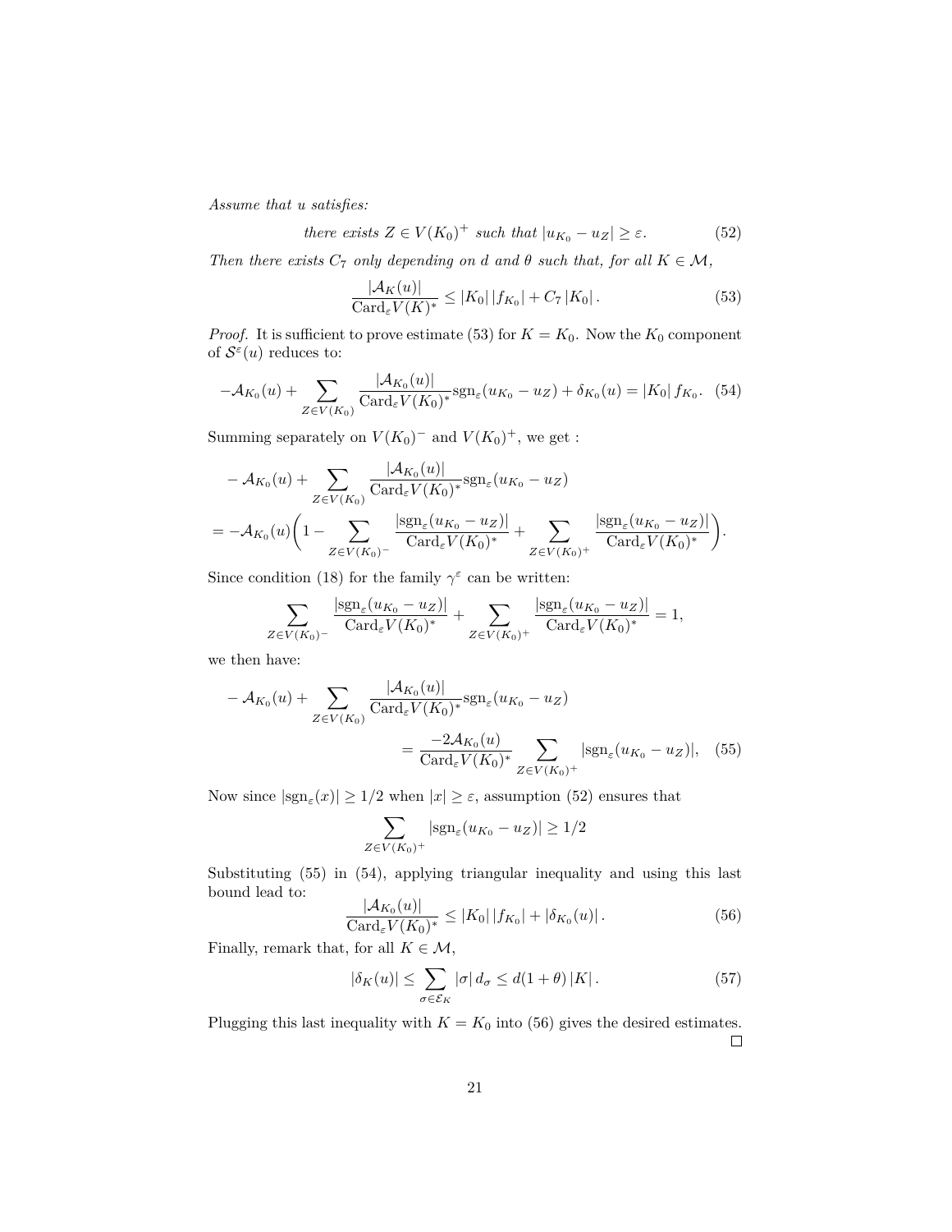*Assume that $u$ satisfies:*

$$\text{there exists } Z \in V(K_0)^+ \text{ such that } |u_{K_0} - u_Z| \geq \varepsilon. \tag{52}$$

*Then there exists $C_7$ only depending on $d$ and $\theta$ such that, for all $K \in \mathcal{M}$,*

$$\frac{|\mathcal{A}_K(u)|}{\mathrm{Card}_\varepsilon V(K)^*} \leq |K_0| \, |f_{K_0}| + C_7 \, |K_0| \, . \tag{53}$$

*Proof.* It is sufficient to prove estimate (53) for $K = K_0$. Now the $K_0$ component of $\mathcal{S}^\varepsilon(u)$ reduces to:

$$-\mathcal{A}_{K_0}(u) + \sum_{Z \in V(K_0)} \frac{|\mathcal{A}_{K_0}(u)|}{\mathrm{Card}_\varepsilon V(K_0)^*} \mathrm{sgn}_\varepsilon(u_{K_0} - u_Z) + \delta_{K_0}(u) = |K_0| \, f_{K_0}. \tag{54}$$

Summing separately on $V(K_0)^-$ and $V(K_0)^+$, we get :

$$\begin{aligned}
&- \mathcal{A}_{K_0}(u) + \sum_{Z \in V(K_0)} \frac{|\mathcal{A}_{K_0}(u)|}{\mathrm{Card}_\varepsilon V(K_0)^*} \mathrm{sgn}_\varepsilon(u_{K_0} - u_Z) \\
&= -\mathcal{A}_{K_0}(u) \bigg( 1 - \sum_{Z \in V(K_0)^-} \frac{|\mathrm{sgn}_\varepsilon(u_{K_0} - u_Z)|}{\mathrm{Card}_\varepsilon V(K_0)^*} + \sum_{Z \in V(K_0)^+} \frac{|\mathrm{sgn}_\varepsilon(u_{K_0} - u_Z)|}{\mathrm{Card}_\varepsilon V(K_0)^*} \bigg).
\end{aligned}$$

Since condition (18) for the family $\gamma^\varepsilon$ can be written:

$$\sum_{Z \in V(K_0)^-} \frac{|\mathrm{sgn}_\varepsilon(u_{K_0} - u_Z)|}{\mathrm{Card}_\varepsilon V(K_0)^*} + \sum_{Z \in V(K_0)^+} \frac{|\mathrm{sgn}_\varepsilon(u_{K_0} - u_Z)|}{\mathrm{Card}_\varepsilon V(K_0)^*} = 1,$$

we then have:

$$\begin{aligned}
- \mathcal{A}_{K_0}(u) &+ \sum_{Z \in V(K_0)} \frac{|\mathcal{A}_{K_0}(u)|}{\mathrm{Card}_\varepsilon V(K_0)^*} \mathrm{sgn}_\varepsilon(u_{K_0} - u_Z) \\
&= \frac{-2\mathcal{A}_{K_0}(u)}{\mathrm{Card}_\varepsilon V(K_0)^*} \sum_{Z \in V(K_0)^+} |\mathrm{sgn}_\varepsilon(u_{K_0} - u_Z)|, 
\end{aligned} \tag{55}$$

Now since $|\mathrm{sgn}_\varepsilon(x)| \geq 1/2$ when $|x| \geq \varepsilon$, assumption (52) ensures that

$$\sum_{Z \in V(K_0)^+} |\mathrm{sgn}_\varepsilon(u_{K_0} - u_Z)| \geq 1/2$$

Substituting (55) in (54), applying triangular inequality and using this last bound lead to:

$$\frac{|\mathcal{A}_{K_0}(u)|}{\mathrm{Card}_\varepsilon V(K_0)^*} \leq |K_0| \, |f_{K_0}| + |\delta_{K_0}(u)| \, . \tag{56}$$

Finally, remark that, for all $K \in \mathcal{M}$,

$$|\delta_K(u)| \leq \sum_{\sigma \in \mathcal{E}_K} |\sigma| \, d_\sigma \leq d(1 + \theta) \, |K| \, . \tag{57}$$

Plugging this last inequality with $K = K_0$ into (56) gives the desired estimates. ☐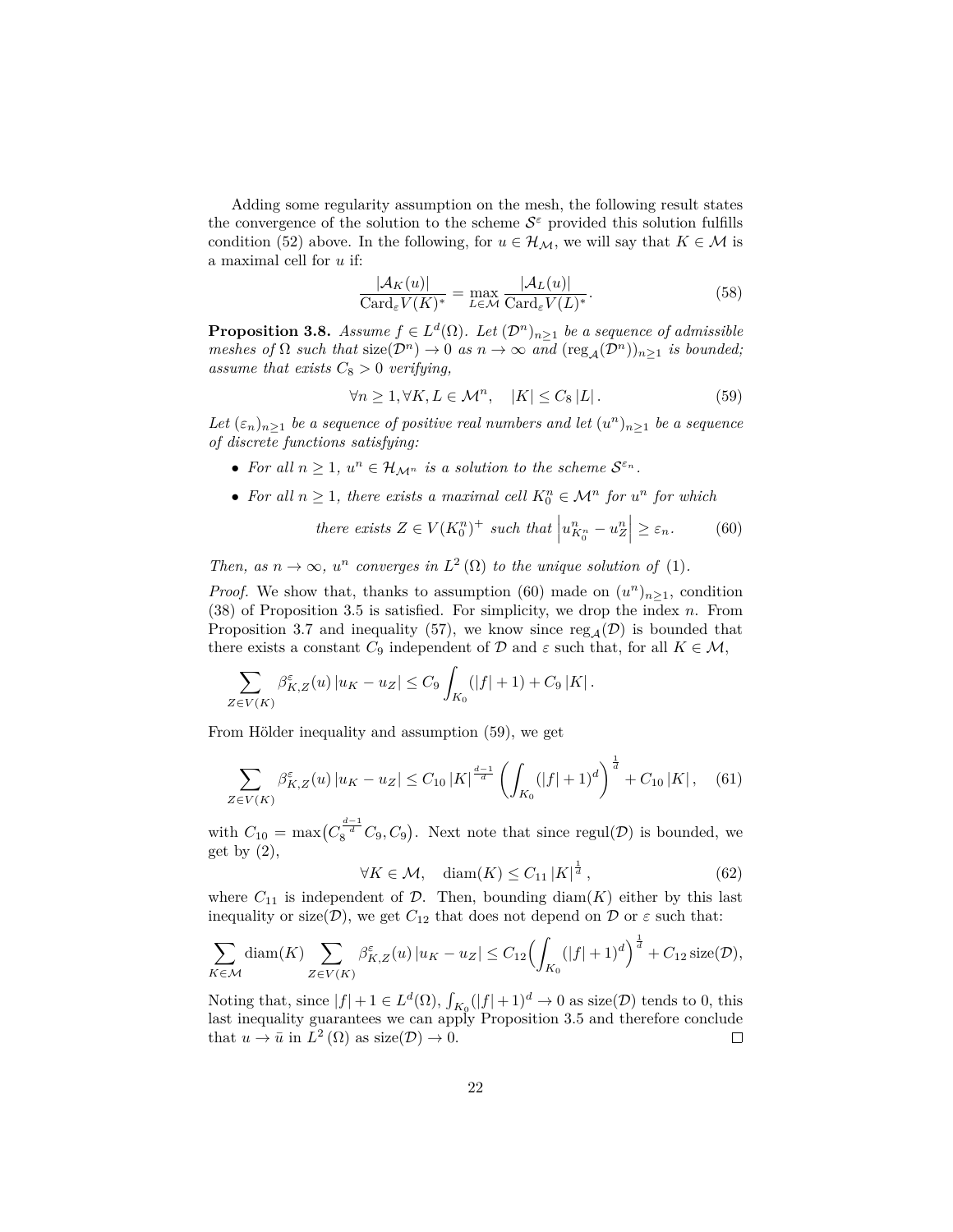Adding some regularity assumption on the mesh, the following result states the convergence of the solution to the scheme $\mathcal{S}^\varepsilon$ provided this solution fulfills condition (52) above. In the following, for $u \in \mathcal{H}_\mathcal{M}$, we will say that $K \in \mathcal{M}$ is a maximal cell for $u$ if:

$$\frac{|\mathcal{A}_K(u)|}{\mathrm{Card}_\varepsilon V(K)^*} = \max_{L \in \mathcal{M}} \frac{|\mathcal{A}_L(u)|}{\mathrm{Card}_\varepsilon V(L)^*}. \tag{58}$$

**Proposition 3.8.** *Assume $f \in L^d(\Omega)$. Let $(\mathcal{D}^n)_{n\geq 1}$ be a sequence of admissible meshes of $\Omega$ such that $\mathrm{size}(\mathcal{D}^n) \to 0$ as $n \to \infty$ and $(\mathrm{reg}_\mathcal{A}(\mathcal{D}^n))_{n\geq 1}$ is bounded; assume that exists $C_8 > 0$ verifying,*

$$\forall n \geq 1, \forall K, L \in \mathcal{M}^n, \quad |K| \leq C_8 \, |L| \, . \tag{59}$$

*Let $(\varepsilon_n)_{n\geq 1}$ be a sequence of positive real numbers and let $(u^n)_{n\geq 1}$ be a sequence of discrete functions satisfying:*

- *For all $n \geq 1$, $u^n \in \mathcal{H}_{\mathcal{M}^n}$ is a solution to the scheme $\mathcal{S}^{\varepsilon_n}$.*
- *For all $n \geq 1$, there exists a maximal cell $K_0^n \in \mathcal{M}^n$ for $u^n$ for which*

$$\text{there exists } Z \in V(K_0^n)^+ \text{ such that } \left| u^n_{K_0^n} - u^n_Z \right| \geq \varepsilon_n. \tag{60}$$

*Then, as $n \to \infty$, $u^n$ converges in $L^2(\Omega)$ to the unique solution of* (1)*.*

*Proof.* We show that, thanks to assumption (60) made on $(u^n)_{n\geq 1}$, condition (38) of Proposition 3.5 is satisfied. For simplicity, we drop the index $n$. From Proposition 3.7 and inequality (57), we know since $\mathrm{reg}_\mathcal{A}(\mathcal{D})$ is bounded that there exists a constant $C_9$ independent of $\mathcal{D}$ and $\varepsilon$ such that, for all $K \in \mathcal{M}$,

$$\sum_{Z \in V(K)} \beta^\varepsilon_{K,Z}(u) \, |u_K - u_Z| \leq C_9 \int_{K_0} (|f| + 1) + C_9 \, |K| \, .$$

From Hölder inequality and assumption (59), we get

$$\sum_{Z \in V(K)} \beta^\varepsilon_{K,Z}(u) \, |u_K - u_Z| \leq C_{10} \, |K|^{\frac{d-1}{d}} \left( \int_{K_0} (|f| + 1)^d \right)^{\frac{1}{d}} + C_{10} \, |K| \, , \tag{61}$$

with $C_{10} = \max\big(C_8^{\frac{d-1}{d}} C_9, C_9\big)$. Next note that since $\mathrm{regul}(\mathcal{D})$ is bounded, we get by (2),

$$\forall K \in \mathcal{M}, \quad \mathrm{diam}(K) \leq C_{11} \, |K|^{\frac{1}{d}} \, , \tag{62}$$

where $C_{11}$ is independent of $\mathcal{D}$. Then, bounding $\mathrm{diam}(K)$ either by this last inequality or $\mathrm{size}(\mathcal{D})$, we get $C_{12}$ that does not depend on $\mathcal{D}$ or $\varepsilon$ such that:

$$\sum_{K \in \mathcal{M}} \mathrm{diam}(K) \sum_{Z \in V(K)} \beta^\varepsilon_{K,Z}(u) \, |u_K - u_Z| \leq C_{12} \Big( \int_{K_0} (|f| + 1)^d \Big)^{\frac{1}{d}} + C_{12} \, \mathrm{size}(\mathcal{D}),$$

Noting that, since $|f| + 1 \in L^d(\Omega)$, $\int_{K_0} (|f| + 1)^d \to 0$ as $\mathrm{size}(\mathcal{D})$ tends to 0, this last inequality guarantees we can apply Proposition 3.5 and therefore conclude that $u \to \bar{u}$ in $L^2(\Omega)$ as $\mathrm{size}(\mathcal{D}) \to 0$. $\square$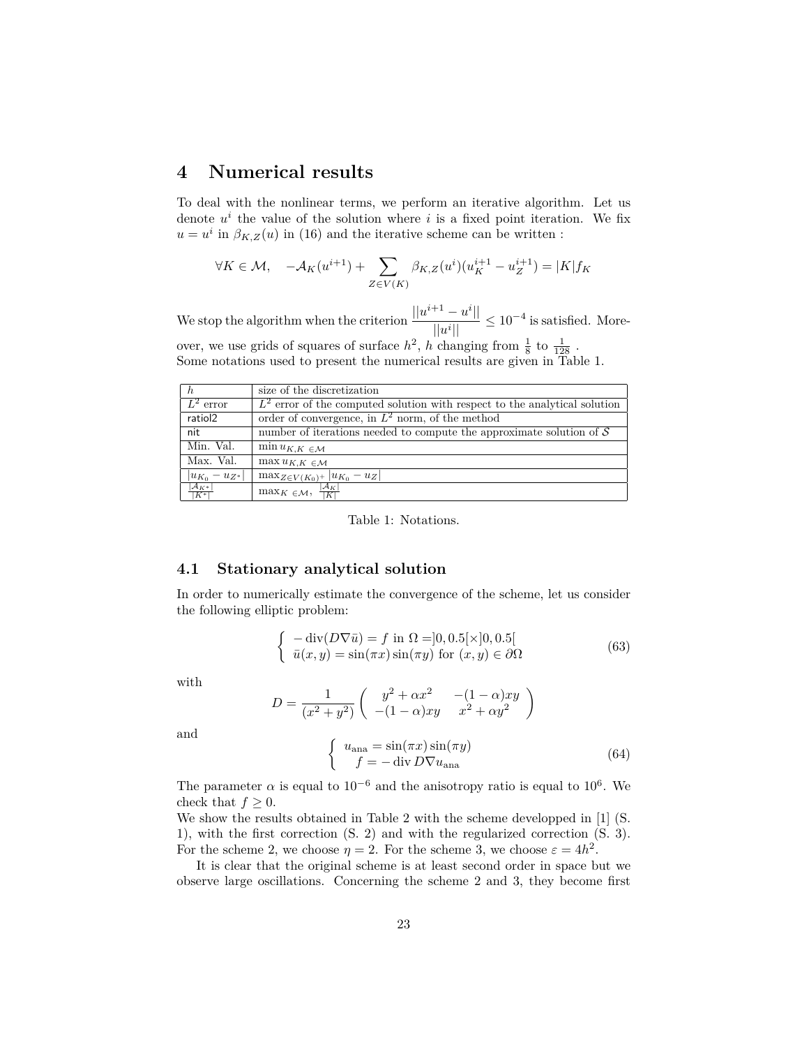# 4 Numerical results

To deal with the nonlinear terms, we perform an iterative algorithm. Let us denote $u^i$ the value of the solution where $i$ is a fixed point iteration. We fix $u = u^i$ in $\beta_{K,Z}(u)$ in (16) and the iterative scheme can be written :

$$\forall K \in \mathcal{M}, \quad -\mathcal{A}_K(u^{i+1}) + \sum_{Z \in V(K)} \beta_{K,Z}(u^i)(u_K^{i+1} - u_Z^{i+1}) = |K| f_K$$

We stop the algorithm when the criterion $\dfrac{||u^{i+1} - u^i||}{||u^i||} \leq 10^{-4}$ is satisfied. Moreover, we use grids of squares of surface $h^2$, $h$ changing from $\frac{1}{8}$ to $\frac{1}{128}$ .
Some notations used to present the numerical results are given in Table 1.

| | |
|---|---|
| $h$ | size of the discretization |
| $L^2$ error | $L^2$ error of the computed solution with respect to the analytical solution |
| ratiol2 | order of convergence, in $L^2$ norm, of the method |
| nit | number of iterations needed to compute the approximate solution of $\mathcal{S}$ |
| Min. Val. | $\min u_{K,K\ \in \mathcal{M}}$ |
| Max. Val. | $\max u_{K,K\ \in \mathcal{M}}$ |
| $\lvert u_{K_0} - u_{Z^*}\rvert$ | $\max_{Z \in V(K_0)^+} \lvert u_{K_0} - u_Z\rvert$ |
| $\frac{\lvert\mathcal{A}_{K^*}\rvert}{\lvert K^*\rvert}$ | $\max_{K\ \in \mathcal{M}},\ \frac{\lvert\mathcal{A}_K\rvert}{\lvert K\rvert}$ |

Table 1: Notations.

## 4.1 Stationary analytical solution

In order to numerically estimate the convergence of the scheme, let us consider the following elliptic problem:

$$\left\{ \begin{array}{l} -\operatorname{div}(D\nabla\bar{u}) = f \text{ in } \Omega = ]0, 0.5[\times]0, 0.5[ \\ \bar{u}(x,y) = \sin(\pi x)\sin(\pi y) \text{ for } (x,y) \in \partial\Omega \end{array} \right. \tag{63}$$

with

$$D = \frac{1}{(x^2+y^2)} \begin{pmatrix} y^2 + \alpha x^2 & -(1-\alpha)xy \\ -(1-\alpha)xy & x^2 + \alpha y^2 \end{pmatrix}$$

and

$$\left\{ \begin{array}{l} u_{\text{ana}} = \sin(\pi x)\sin(\pi y) \\ \quad f = -\operatorname{div} D\nabla u_{\text{ana}} \end{array} \right. \tag{64}$$

The parameter $\alpha$ is equal to $10^{-6}$ and the anisotropy ratio is equal to $10^6$. We check that $f \geq 0$.
We show the results obtained in Table 2 with the scheme developped in [1] (S. 1), with the first correction (S. 2) and with the regularized correction (S. 3). For the scheme 2, we choose $\eta = 2$. For the scheme 3, we choose $\varepsilon = 4h^2$.

It is clear that the original scheme is at least second order in space but we observe large oscillations. Concerning the scheme 2 and 3, they become first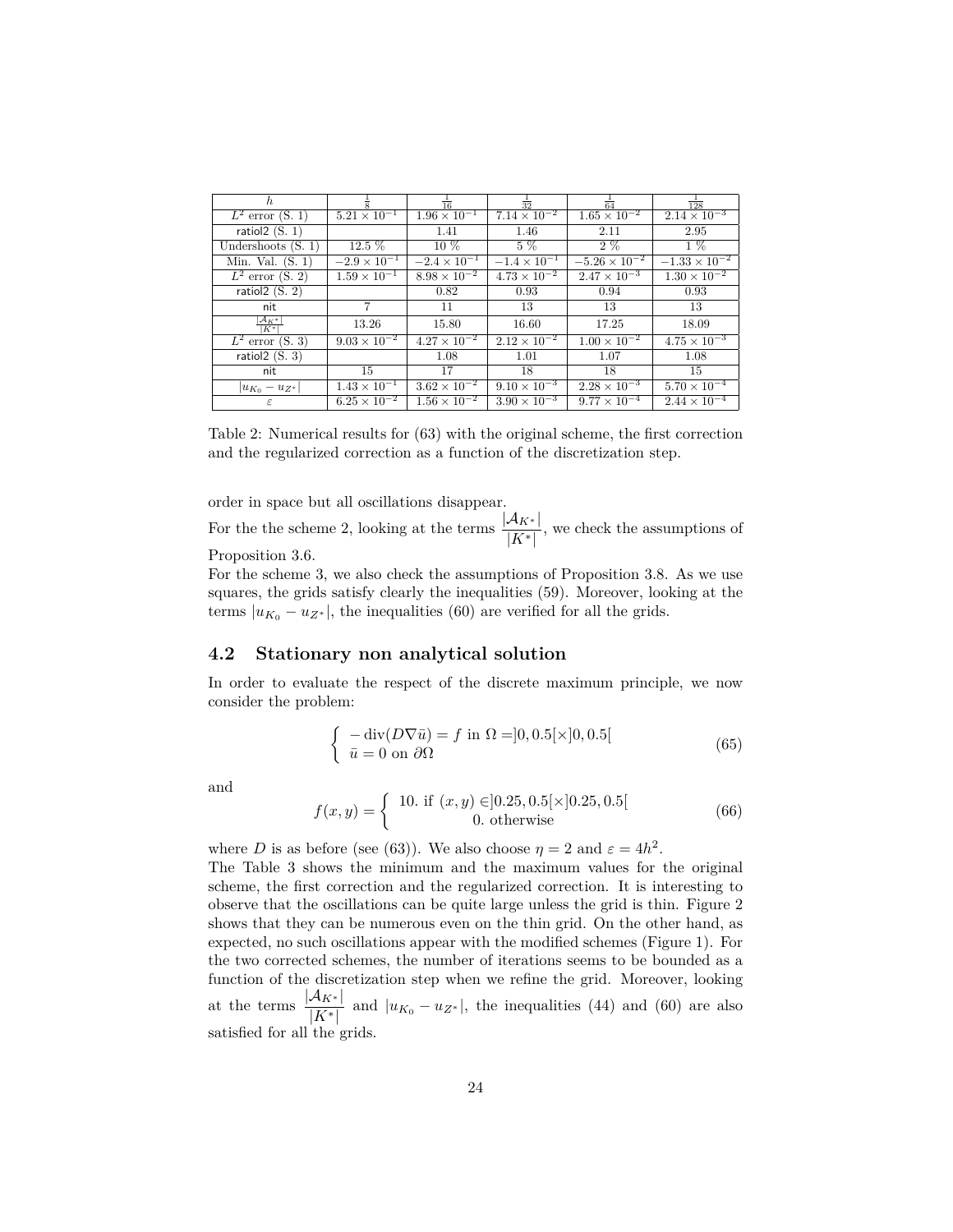| $h$ | $\frac{1}{8}$ | $\frac{1}{16}$ | $\frac{1}{32}$ | $\frac{1}{64}$ | $\frac{1}{128}$ |
|---|---|---|---|---|---|
| $L^2$ error (S. 1) | $5.21 \times 10^{-1}$ | $1.96 \times 10^{-1}$ | $7.14 \times 10^{-2}$ | $1.65 \times 10^{-2}$ | $2.14 \times 10^{-3}$ |
| ratiol2 (S. 1) | | 1.41 | 1.46 | 2.11 | 2.95 |
| Undershoots (S. 1) | 12.5 % | 10 % | 5 % | 2 % | 1 % |
| Min. Val. (S. 1) | $-2.9 \times 10^{-1}$ | $-2.4 \times 10^{-1}$ | $-1.4 \times 10^{-1}$ | $-5.26 \times 10^{-2}$ | $-1.33 \times 10^{-2}$ |
| $L^2$ error (S. 2) | $1.59 \times 10^{-1}$ | $8.98 \times 10^{-2}$ | $4.73 \times 10^{-2}$ | $2.47 \times 10^{-3}$ | $1.30 \times 10^{-2}$ |
| ratiol2 (S. 2) | | 0.82 | 0.93 | 0.94 | 0.93 |
| nit | 7 | 11 | 13 | 13 | 13 |
| $\frac{\vert\mathcal{A}_{K^*}\vert}{\vert K^*\vert}$ | 13.26 | 15.80 | 16.60 | 17.25 | 18.09 |
| $L^2$ error (S. 3) | $9.03 \times 10^{-2}$ | $4.27 \times 10^{-2}$ | $2.12 \times 10^{-2}$ | $1.00 \times 10^{-2}$ | $4.75 \times 10^{-3}$ |
| ratiol2 (S. 3) | | 1.08 | 1.01 | 1.07 | 1.08 |
| nit | 15 | 17 | 18 | 18 | 15 |
| $\vert u_{K_0} - u_{Z^*}\vert$ | $1.43 \times 10^{-1}$ | $3.62 \times 10^{-2}$ | $9.10 \times 10^{-3}$ | $2.28 \times 10^{-3}$ | $5.70 \times 10^{-4}$ |
| $\varepsilon$ | $6.25 \times 10^{-2}$ | $1.56 \times 10^{-2}$ | $3.90 \times 10^{-3}$ | $9.77 \times 10^{-4}$ | $2.44 \times 10^{-4}$ |

Table 2: Numerical results for (63) with the original scheme, the first correction and the regularized correction as a function of the discretization step.

order in space but all oscillations disappear.

For the the scheme 2, looking at the terms $\dfrac{|\mathcal{A}_{K^*}|}{|K^*|}$, we check the assumptions of Proposition 3.6.

For the scheme 3, we also check the assumptions of Proposition 3.8. As we use squares, the grids satisfy clearly the inequalities (59). Moreover, looking at the terms $|u_{K_0} - u_{Z^*}|$, the inequalities (60) are verified for all the grids.

## 4.2 Stationary non analytical solution

In order to evaluate the respect of the discrete maximum principle, we now consider the problem:

$$\begin{cases} -\operatorname{div}(D\nabla\bar{u}) = f \text{ in } \Omega = ]0, 0.5[\times]0, 0.5[ \\ \bar{u} = 0 \text{ on } \partial\Omega \end{cases} \tag{65}$$

and

$$f(x, y) = \begin{cases} 10. \text{ if } (x, y) \in ]0.25, 0.5[\times]0.25, 0.5[ \\ 0. \text{ otherwise} \end{cases} \tag{66}$$

where $D$ is as before (see (63)). We also choose $\eta = 2$ and $\varepsilon = 4h^2$.

The Table 3 shows the minimum and the maximum values for the original scheme, the first correction and the regularized correction. It is interesting to observe that the oscillations can be quite large unless the grid is thin. Figure 2 shows that they can be numerous even on the thin grid. On the other hand, as expected, no such oscillations appear with the modified schemes (Figure 1). For the two corrected schemes, the number of iterations seems to be bounded as a function of the discretization step when we refine the grid. Moreover, looking at the terms $\dfrac{|\mathcal{A}_{K^*}|}{|K^*|}$ and $|u_{K_0} - u_{Z^*}|$, the inequalities (44) and (60) are also satisfied for all the grids.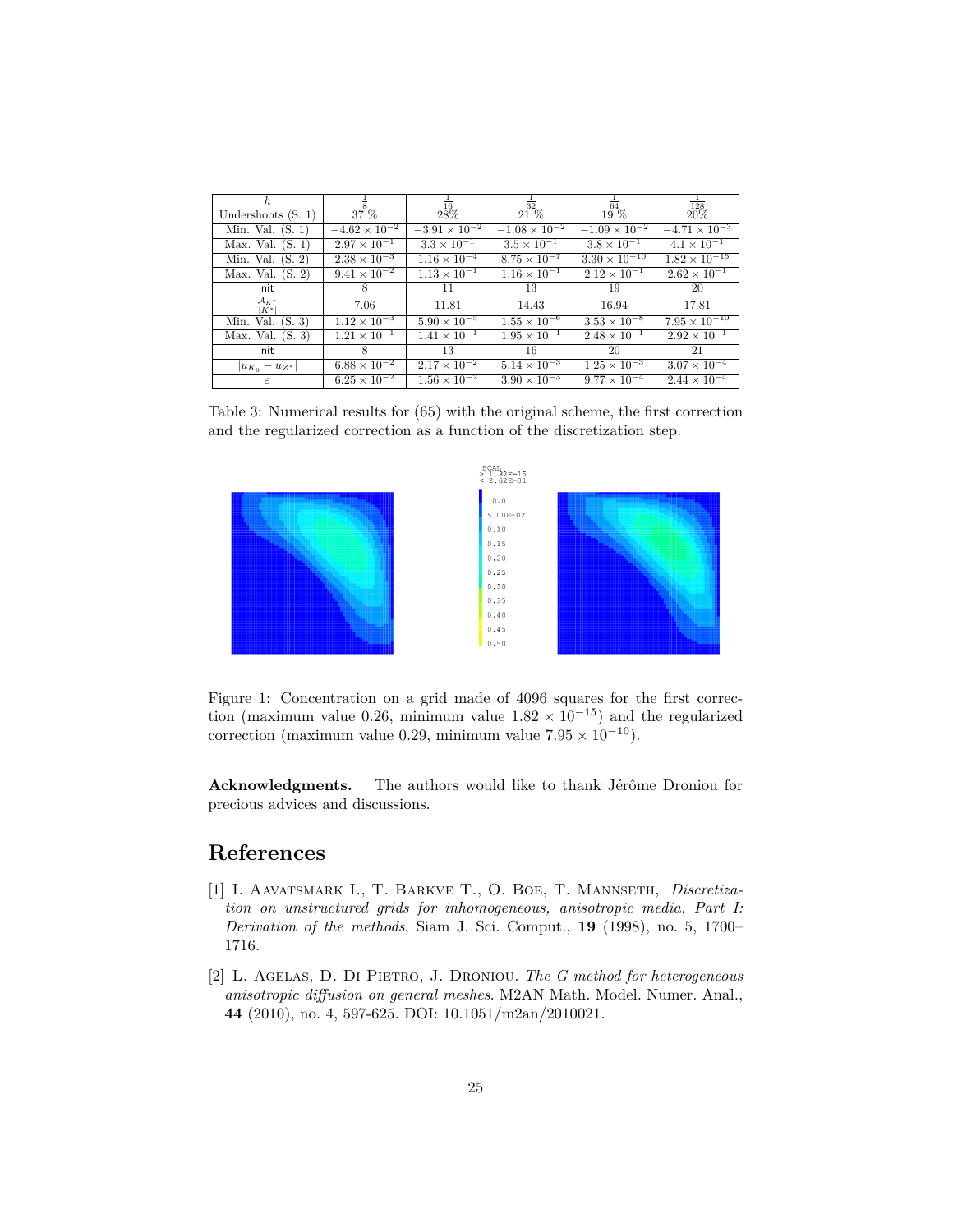| $h$ | $\frac{1}{8}$ | $\frac{1}{16}$ | $\frac{1}{32}$ | $\frac{1}{64}$ | $\frac{1}{128}$ |
|---|---|---|---|---|---|
| Undershoots (S. 1) | 37 % | 28% | 21 % | 19 % | 20% |
| Min. Val. (S. 1) | $-4.62 \times 10^{-2}$ | $-3.91 \times 10^{-2}$ | $-1.08 \times 10^{-2}$ | $-1.09 \times 10^{-2}$ | $-4.71 \times 10^{-3}$ |
| Max. Val. (S. 1) | $2.97 \times 10^{-1}$ | $3.3 \times 10^{-1}$ | $3.5 \times 10^{-1}$ | $3.8 \times 10^{-1}$ | $4.1 \times 10^{-1}$ |
| Min. Val. (S. 2) | $2.38 \times 10^{-3}$ | $1.16 \times 10^{-4}$ | $8.75 \times 10^{-7}$ | $3.30 \times 10^{-10}$ | $1.82 \times 10^{-15}$ |
| Max. Val. (S. 2) | $9.41 \times 10^{-2}$ | $1.13 \times 10^{-1}$ | $1.16 \times 10^{-1}$ | $2.12 \times 10^{-1}$ | $2.62 \times 10^{-1}$ |
| nit | 8 | 11 | 13 | 19 | 20 |
| $\frac{\lvert \mathcal{A}_{K^*} \rvert}{\lvert K^* \rvert}$ | 7.06 | 11.81 | 14.43 | 16.94 | 17.81 |
| Min. Val. (S. 3) | $1.12 \times 10^{-3}$ | $5.90 \times 10^{-5}$ | $1.55 \times 10^{-6}$ | $3.53 \times 10^{-8}$ | $7.95 \times 10^{-10}$ |
| Max. Val. (S. 3) | $1.21 \times 10^{-1}$ | $1.41 \times 10^{-1}$ | $1.95 \times 10^{-1}$ | $2.48 \times 10^{-1}$ | $2.92 \times 10^{-1}$ |
| nit | 8 | 13 | 16 | 20 | 21 |
| $\lvert u_{K_0} - u_{Z^*} \rvert$ | $6.88 \times 10^{-2}$ | $2.17 \times 10^{-2}$ | $5.14 \times 10^{-3}$ | $1.25 \times 10^{-3}$ | $3.07 \times 10^{-4}$ |
| $\varepsilon$ | $6.25 \times 10^{-2}$ | $1.56 \times 10^{-2}$ | $3.90 \times 10^{-3}$ | $9.77 \times 10^{-4}$ | $2.44 \times 10^{-4}$ |

Table 3: Numerical results for (65) with the original scheme, the first correction and the regularized correction as a function of the discretization step.

Figure 1: Concentration on a grid made of 4096 squares for the first correction (maximum value 0.26, minimum value $1.82 \times 10^{-15}$) and the regularized correction (maximum value 0.29, minimum value $7.95 \times 10^{-10}$).

**Acknowledgments.** The authors would like to thank Jérôme Droniou for precious advices and discussions.

# References

[1] I. Aavatsmark I., T. Barkve T., O. Boe, T. Mannseth, *Discretization on unstructured grids for inhomogeneous, anisotropic media. Part I: Derivation of the methods*, Siam J. Sci. Comput., **19** (1998), no. 5, 1700–1716.

[2] L. Agelas, D. Di Pietro, J. Droniou. *The G method for heterogeneous anisotropic diffusion on general meshes*. M2AN Math. Model. Numer. Anal., **44** (2010), no. 4, 597-625. DOI: 10.1051/m2an/2010021.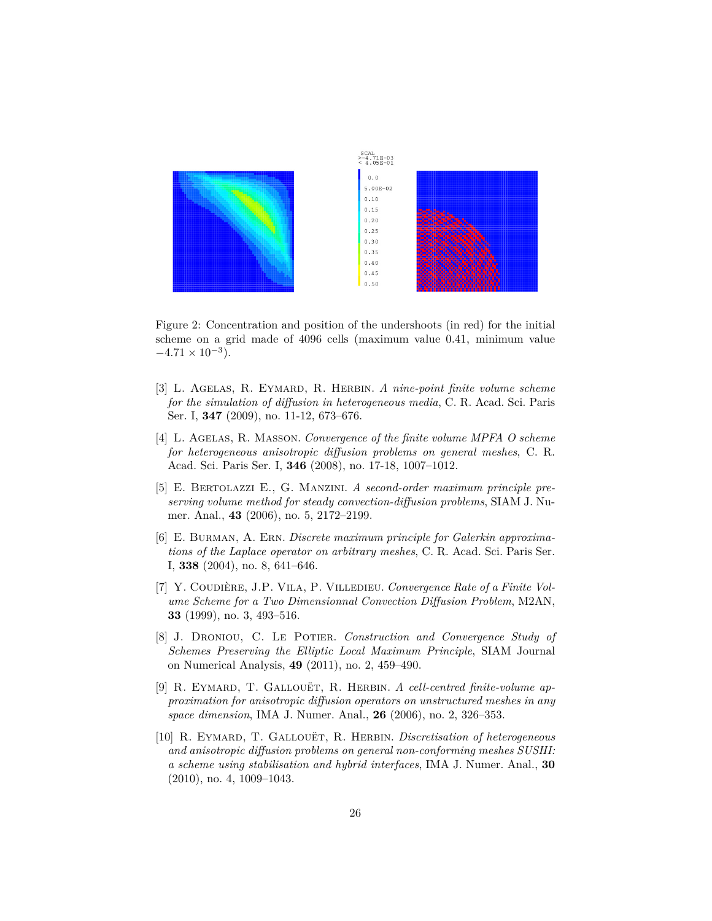Figure 2: Concentration and position of the undershoots (in red) for the initial scheme on a grid made of 4096 cells (maximum value 0.41, minimum value $-4.71 \times 10^{-3}$).

[3] L. Agelas, R. Eymard, R. Herbin. *A nine-point finite volume scheme for the simulation of diffusion in heterogeneous media*, C. R. Acad. Sci. Paris Ser. I, **347** (2009), no. 11-12, 673–676.

[4] L. Agelas, R. Masson. *Convergence of the finite volume MPFA O scheme for heterogeneous anisotropic diffusion problems on general meshes*, C. R. Acad. Sci. Paris Ser. I, **346** (2008), no. 17-18, 1007–1012.

[5] E. Bertolazzi E., G. Manzini. *A second-order maximum principle preserving volume method for steady convection-diffusion problems*, SIAM J. Numer. Anal., **43** (2006), no. 5, 2172–2199.

[6] E. Burman, A. Ern. *Discrete maximum principle for Galerkin approximations of the Laplace operator on arbitrary meshes*, C. R. Acad. Sci. Paris Ser. I, **338** (2004), no. 8, 641–646.

[7] Y. Coudière, J.P. Vila, P. Villedieu. *Convergence Rate of a Finite Volume Scheme for a Two Dimensionnal Convection Diffusion Problem*, M2AN, **33** (1999), no. 3, 493–516.

[8] J. Droniou, C. Le Potier. *Construction and Convergence Study of Schemes Preserving the Elliptic Local Maximum Principle*, SIAM Journal on Numerical Analysis, **49** (2011), no. 2, 459–490.

[9] R. Eymard, T. Gallouët, R. Herbin. *A cell-centred finite-volume approximation for anisotropic diffusion operators on unstructured meshes in any space dimension*, IMA J. Numer. Anal., **26** (2006), no. 2, 326–353.

[10] R. Eymard, T. Gallouët, R. Herbin. *Discretisation of heterogeneous and anisotropic diffusion problems on general non-conforming meshes SUSHI: a scheme using stabilisation and hybrid interfaces*, IMA J. Numer. Anal., **30** (2010), no. 4, 1009–1043.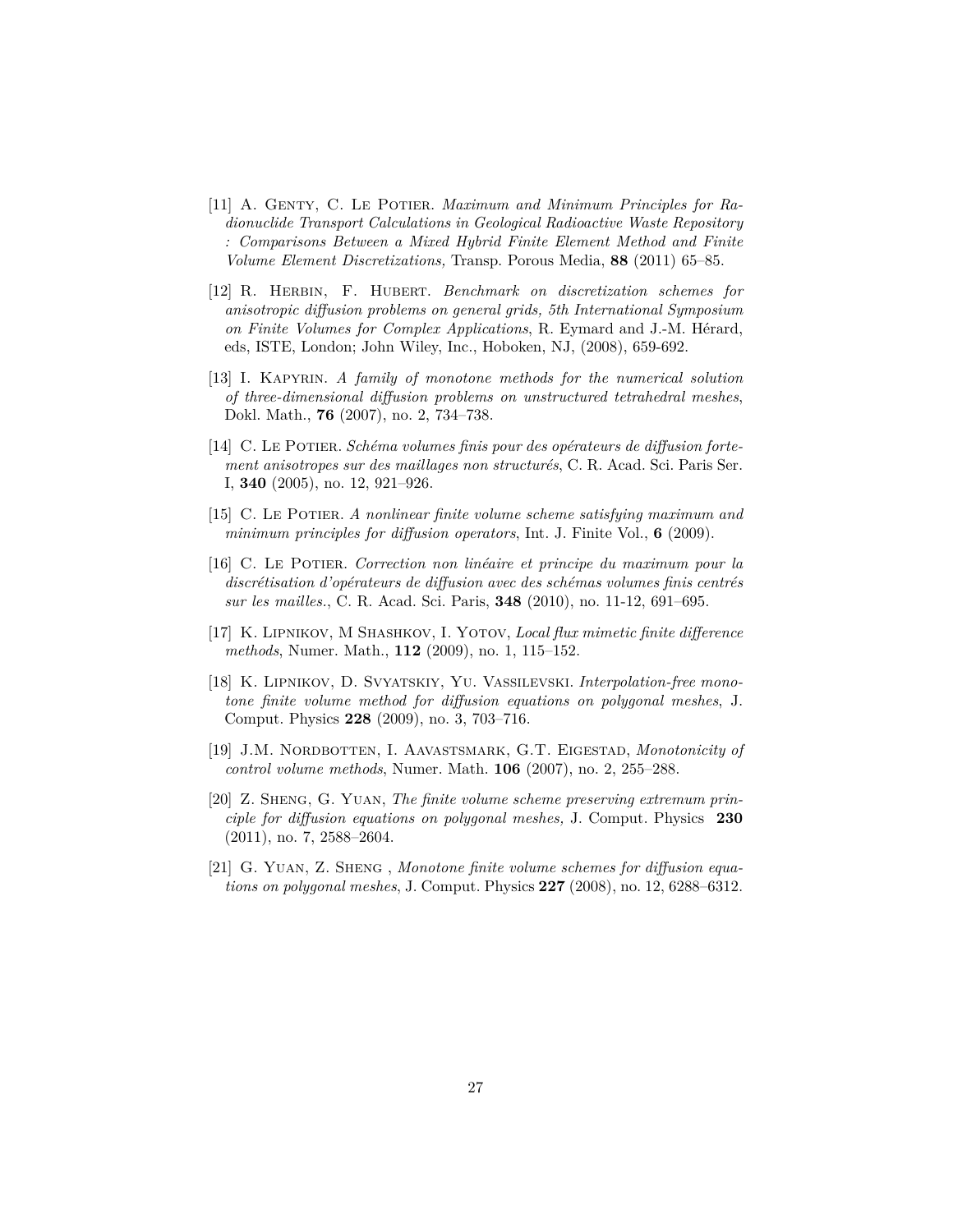[11] A. Genty, C. Le Potier. *Maximum and Minimum Principles for Radionuclide Transport Calculations in Geological Radioactive Waste Repository : Comparisons Between a Mixed Hybrid Finite Element Method and Finite Volume Element Discretizations,* Transp. Porous Media, **88** (2011) 65–85.

[12] R. Herbin, F. Hubert. *Benchmark on discretization schemes for anisotropic diffusion problems on general grids, 5th International Symposium on Finite Volumes for Complex Applications*, R. Eymard and J.-M. Hérard, eds, ISTE, London; John Wiley, Inc., Hoboken, NJ, (2008), 659-692.

[13] I. Kapyrin. *A family of monotone methods for the numerical solution of three-dimensional diffusion problems on unstructured tetrahedral meshes*, Dokl. Math., **76** (2007), no. 2, 734–738.

[14] C. Le Potier. *Schéma volumes finis pour des opérateurs de diffusion fortement anisotropes sur des maillages non structurés*, C. R. Acad. Sci. Paris Ser. I, **340** (2005), no. 12, 921–926.

[15] C. Le Potier. *A nonlinear finite volume scheme satisfying maximum and minimum principles for diffusion operators*, Int. J. Finite Vol., **6** (2009).

[16] C. Le Potier. *Correction non linéaire et principe du maximum pour la discrétisation d'opérateurs de diffusion avec des schémas volumes finis centrés sur les mailles.*, C. R. Acad. Sci. Paris, **348** (2010), no. 11-12, 691–695.

[17] K. Lipnikov, M Shashkov, I. Yotov, *Local flux mimetic finite difference methods*, Numer. Math., **112** (2009), no. 1, 115–152.

[18] K. Lipnikov, D. Svyatskiy, Yu. Vassilevski. *Interpolation-free monotone finite volume method for diffusion equations on polygonal meshes*, J. Comput. Physics **228** (2009), no. 3, 703–716.

[19] J.M. Nordbotten, I. Aavastsmark, G.T. Eigestad, *Monotonicity of control volume methods*, Numer. Math. **106** (2007), no. 2, 255–288.

[20] Z. Sheng, G. Yuan, *The finite volume scheme preserving extremum principle for diffusion equations on polygonal meshes,* J. Comput. Physics **230** (2011), no. 7, 2588–2604.

[21] G. Yuan, Z. Sheng , *Monotone finite volume schemes for diffusion equations on polygonal meshes*, J. Comput. Physics **227** (2008), no. 12, 6288–6312.